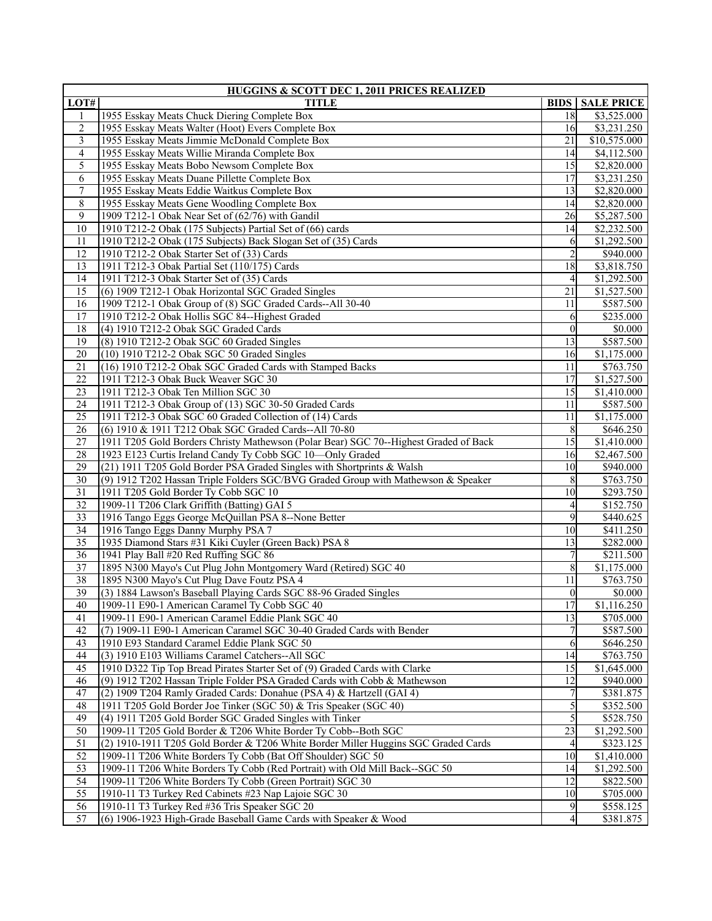| HUGGINS & SCOTT DEC 1, 2011 PRICES REALIZED | | | |
|---|---|---|---|
| LOT# | TITLE | BIDS | SALE PRICE |
| 1 | 1955 Esskay Meats Chuck Diering Complete Box | 18 | $3,525.000 |
| 2 | 1955 Esskay Meats Walter (Hoot) Evers Complete Box | 16 | $3,231.250 |
| 3 | 1955 Esskay Meats Jimmie McDonald Complete Box | 21 | $10,575.000 |
| 4 | 1955 Esskay Meats Willie Miranda Complete Box | 14 | $4,112.500 |
| 5 | 1955 Esskay Meats Bobo Newsom Complete Box | 15 | $2,820.000 |
| 6 | 1955 Esskay Meats Duane Pillette Complete Box | 17 | $3,231.250 |
| 7 | 1955 Esskay Meats Eddie Waitkus Complete Box | 13 | $2,820.000 |
| 8 | 1955 Esskay Meats Gene Woodling Complete Box | 14 | $2,820.000 |
| 9 | 1909 T212-1 Obak Near Set of (62/76) with Gandil | 26 | $5,287.500 |
| 10 | 1910 T212-2 Obak (175 Subjects) Partial Set of (66) cards | 14 | $2,232.500 |
| 11 | 1910 T212-2 Obak (175 Subjects) Back Slogan Set of (35) Cards | 6 | $1,292.500 |
| 12 | 1910 T212-2 Obak Starter Set of (33) Cards | 2 | $940.000 |
| 13 | 1911 T212-3 Obak Partial Set (110/175) Cards | 18 | $3,818.750 |
| 14 | 1911 T212-3 Obak Starter Set of (35) Cards | 4 | $1,292.500 |
| 15 | (6) 1909 T212-1 Obak Horizontal SGC Graded Singles | 21 | $1,527.500 |
| 16 | 1909 T212-1 Obak Group of (8) SGC Graded Cards--All 30-40 | 11 | $587.500 |
| 17 | 1910 T212-2 Obak Hollis SGC 84--Highest Graded | 6 | $235.000 |
| 18 | (4) 1910 T212-2 Obak SGC Graded Cards | 0 | $0.000 |
| 19 | (8) 1910 T212-2 Obak SGC 60 Graded Singles | 13 | $587.500 |
| 20 | (10) 1910 T212-2 Obak SGC 50 Graded Singles | 16 | $1,175.000 |
| 21 | (16) 1910 T212-2 Obak SGC Graded Cards with Stamped Backs | 11 | $763.750 |
| 22 | 1911 T212-3 Obak Buck Weaver SGC 30 | 17 | $1,527.500 |
| 23 | 1911 T212-3 Obak Ten Million SGC 30 | 15 | $1,410.000 |
| 24 | 1911 T212-3 Obak Group of (13) SGC 30-50 Graded Cards | 11 | $587.500 |
| 25 | 1911 T212-3 Obak SGC 60 Graded Collection of (14) Cards | 11 | $1,175.000 |
| 26 | (6) 1910 & 1911 T212 Obak SGC Graded Cards--All 70-80 | 8 | $646.250 |
| 27 | 1911 T205 Gold Borders Christy Mathewson (Polar Bear) SGC 70--Highest Graded of Back | 15 | $1,410.000 |
| 28 | 1923 E123 Curtis Ireland Candy Ty Cobb SGC 10—Only Graded | 16 | $2,467.500 |
| 29 | (21) 1911 T205 Gold Border PSA Graded Singles with Shortprints & Walsh | 10 | $940.000 |
| 30 | (9) 1912 T202 Hassan Triple Folders SGC/BVG Graded Group with Mathewson & Speaker | 8 | $763.750 |
| 31 | 1911 T205 Gold Border Ty Cobb SGC 10 | 10 | $293.750 |
| 32 | 1909-11 T206 Clark Griffith (Batting) GAI 5 | 4 | $152.750 |
| 33 | 1916 Tango Eggs George McQuillan PSA 8--None Better | 9 | $440.625 |
| 34 | 1916 Tango Eggs Danny Murphy PSA 7 | 10 | $411.250 |
| 35 | 1935 Diamond Stars #31 Kiki Cuyler (Green Back) PSA 8 | 13 | $282.000 |
| 36 | 1941 Play Ball #20 Red Ruffing SGC 86 | 7 | $211.500 |
| 37 | 1895 N300 Mayo's Cut Plug John Montgomery Ward (Retired) SGC 40 | 8 | $1,175.000 |
| 38 | 1895 N300 Mayo's Cut Plug Dave Foutz PSA 4 | 11 | $763.750 |
| 39 | (3) 1884 Lawson's Baseball Playing Cards SGC 88-96 Graded Singles | 0 | $0.000 |
| 40 | 1909-11 E90-1 American Caramel Ty Cobb SGC 40 | 17 | $1,116.250 |
| 41 | 1909-11 E90-1 American Caramel Eddie Plank SGC 40 | 13 | $705.000 |
| 42 | (7) 1909-11 E90-1 American Caramel SGC 30-40 Graded Cards with Bender | 7 | $587.500 |
| 43 | 1910 E93 Standard Caramel Eddie Plank SGC 50 | 6 | $646.250 |
| 44 | (3) 1910 E103 Williams Caramel Catchers--All SGC | 14 | $763.750 |
| 45 | 1910 D322 Tip Top Bread Pirates Starter Set of (9) Graded Cards with Clarke | 15 | $1,645.000 |
| 46 | (9) 1912 T202 Hassan Triple Folder PSA Graded Cards with Cobb & Mathewson | 12 | $940.000 |
| 47 | (2) 1909 T204 Ramly Graded Cards: Donahue (PSA 4) & Hartzell (GAI 4) | 7 | $381.875 |
| 48 | 1911 T205 Gold Border Joe Tinker (SGC 50) & Tris Speaker (SGC 40) | 5 | $352.500 |
| 49 | (4) 1911 T205 Gold Border SGC Graded Singles with Tinker | 5 | $528.750 |
| 50 | 1909-11 T205 Gold Border & T206 White Border Ty Cobb--Both SGC | 23 | $1,292.500 |
| 51 | (2) 1910-1911 T205 Gold Border & T206 White Border Miller Huggins SGC Graded Cards | 4 | $323.125 |
| 52 | 1909-11 T206 White Borders Ty Cobb (Bat Off Shoulder) SGC 50 | 10 | $1,410.000 |
| 53 | 1909-11 T206 White Borders Ty Cobb (Red Portrait) with Old Mill Back--SGC 50 | 14 | $1,292.500 |
| 54 | 1909-11 T206 White Borders Ty Cobb (Green Portrait) SGC 30 | 12 | $822.500 |
| 55 | 1910-11 T3 Turkey Red Cabinets #23 Nap Lajoie SGC 30 | 10 | $705.000 |
| 56 | 1910-11 T3 Turkey Red #36 Tris Speaker SGC 20 | 9 | $558.125 |
| 57 | (6) 1906-1923 High-Grade Baseball Game Cards with Speaker & Wood | 4 | $381.875 |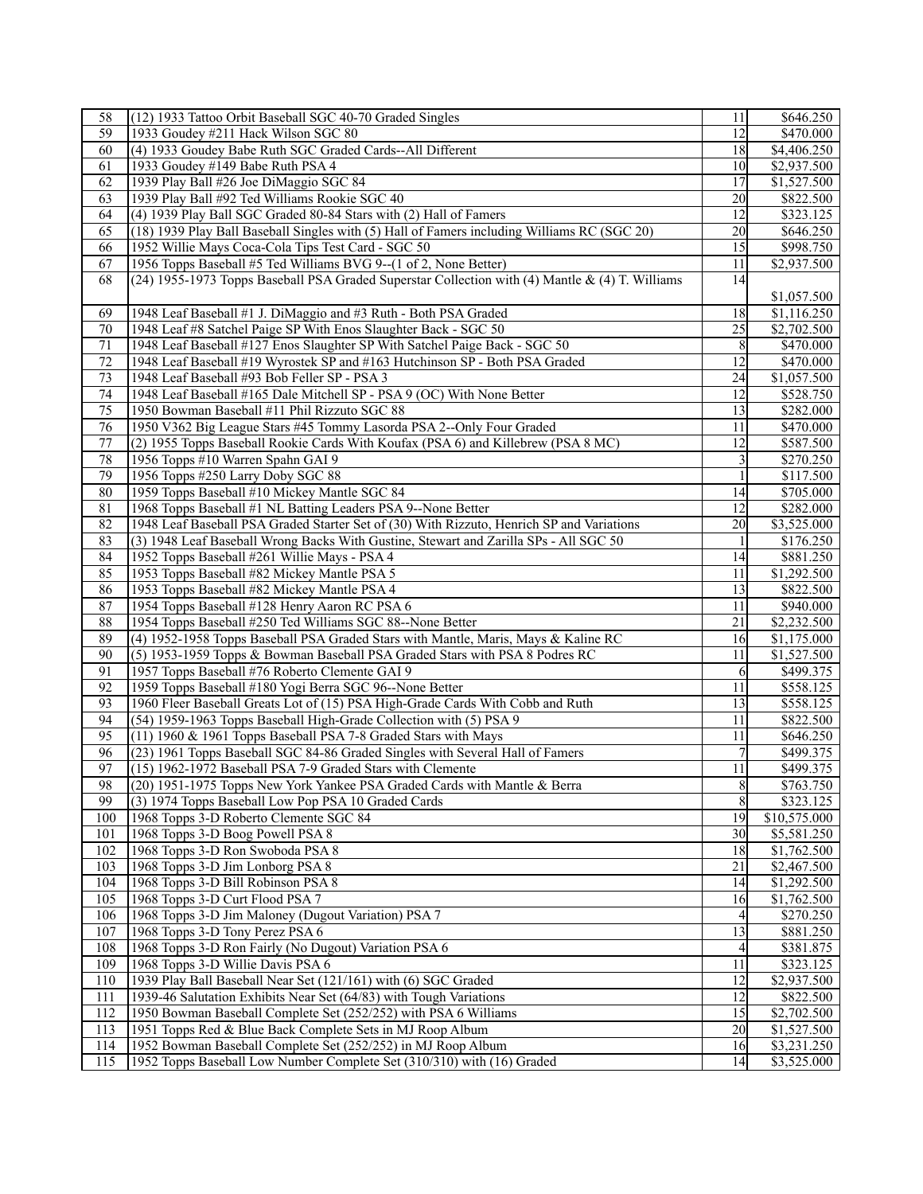| 58 | (12) 1933 Tattoo Orbit Baseball SGC 40-70 Graded Singles | 11 | $646.250 |
|---|---|---|---|
| 59 | 1933 Goudey #211 Hack Wilson SGC 80 | 12 | $470.000 |
| 60 | (4) 1933 Goudey Babe Ruth SGC Graded Cards--All Different | 18 | $4,406.250 |
| 61 | 1933 Goudey #149 Babe Ruth PSA 4 | 10 | $2,937.500 |
| 62 | 1939 Play Ball #26 Joe DiMaggio SGC 84 | 17 | $1,527.500 |
| 63 | 1939 Play Ball #92 Ted Williams Rookie SGC 40 | 20 | $822.500 |
| 64 | (4) 1939 Play Ball SGC Graded 80-84 Stars with (2) Hall of Famers | 12 | $323.125 |
| 65 | (18) 1939 Play Ball Baseball Singles with (5) Hall of Famers including Williams RC (SGC 20) | 20 | $646.250 |
| 66 | 1952 Willie Mays Coca-Cola Tips Test Card - SGC 50 | 15 | $998.750 |
| 67 | 1956 Topps Baseball #5 Ted Williams BVG 9--(1 of 2, None Better) | 11 | $2,937.500 |
| 68 | (24) 1955-1973 Topps Baseball PSA Graded Superstar Collection with (4) Mantle & (4) T. Williams | 14 | $1,057.500 |
| 69 | 1948 Leaf Baseball #1 J. DiMaggio and #3 Ruth - Both PSA Graded | 18 | $1,116.250 |
| 70 | 1948 Leaf #8 Satchel Paige SP With Enos Slaughter Back - SGC 50 | 25 | $2,702.500 |
| 71 | 1948 Leaf Baseball #127 Enos Slaughter SP With Satchel Paige Back - SGC 50 | 8 | $470.000 |
| 72 | 1948 Leaf Baseball #19 Wyrostek SP and #163 Hutchinson SP - Both PSA Graded | 12 | $470.000 |
| 73 | 1948 Leaf Baseball #93 Bob Feller SP - PSA 3 | 24 | $1,057.500 |
| 74 | 1948 Leaf Baseball #165 Dale Mitchell SP - PSA 9 (OC) With None Better | 12 | $528.750 |
| 75 | 1950 Bowman Baseball #11 Phil Rizzuto SGC 88 | 13 | $282.000 |
| 76 | 1950 V362 Big League Stars #45 Tommy Lasorda PSA 2--Only Four Graded | 11 | $470.000 |
| 77 | (2) 1955 Topps Baseball Rookie Cards With Koufax (PSA 6) and Killebrew (PSA 8 MC) | 12 | $587.500 |
| 78 | 1956 Topps #10 Warren Spahn GAI 9 | 3 | $270.250 |
| 79 | 1956 Topps #250 Larry Doby SGC 88 | 1 | $117.500 |
| 80 | 1959 Topps Baseball #10 Mickey Mantle SGC 84 | 14 | $705.000 |
| 81 | 1968 Topps Baseball #1 NL Batting Leaders PSA 9--None Better | 12 | $282.000 |
| 82 | 1948 Leaf Baseball PSA Graded Starter Set of (30) With Rizzuto, Henrich SP and Variations | 20 | $3,525.000 |
| 83 | (3) 1948 Leaf Baseball Wrong Backs With Gustine, Stewart and Zarilla SPs - All SGC 50 | 1 | $176.250 |
| 84 | 1952 Topps Baseball #261 Willie Mays - PSA 4 | 14 | $881.250 |
| 85 | 1953 Topps Baseball #82 Mickey Mantle PSA 5 | 11 | $1,292.500 |
| 86 | 1953 Topps Baseball #82 Mickey Mantle PSA 4 | 13 | $822.500 |
| 87 | 1954 Topps Baseball #128 Henry Aaron RC PSA 6 | 11 | $940.000 |
| 88 | 1954 Topps Baseball #250 Ted Williams SGC 88--None Better | 21 | $2,232.500 |
| 89 | (4) 1952-1958 Topps Baseball PSA Graded Stars with Mantle, Maris, Mays & Kaline RC | 16 | $1,175.000 |
| 90 | (5) 1953-1959 Topps & Bowman Baseball PSA Graded Stars with PSA 8 Podres RC | 11 | $1,527.500 |
| 91 | 1957 Topps Baseball #76 Roberto Clemente GAI 9 | 6 | $499.375 |
| 92 | 1959 Topps Baseball #180 Yogi Berra SGC 96--None Better | 11 | $558.125 |
| 93 | 1960 Fleer Baseball Greats Lot of (15) PSA High-Grade Cards With Cobb and Ruth | 13 | $558.125 |
| 94 | (54) 1959-1963 Topps Baseball High-Grade Collection with (5) PSA 9 | 11 | $822.500 |
| 95 | (11) 1960 & 1961 Topps Baseball PSA 7-8 Graded Stars with Mays | 11 | $646.250 |
| 96 | (23) 1961 Topps Baseball SGC 84-86 Graded Singles with Several Hall of Famers | 7 | $499.375 |
| 97 | (15) 1962-1972 Baseball PSA 7-9 Graded Stars with Clemente | 11 | $499.375 |
| 98 | (20) 1951-1975 Topps New York Yankee PSA Graded Cards with Mantle & Berra | 8 | $763.750 |
| 99 | (3) 1974 Topps Baseball Low Pop PSA 10 Graded Cards | 8 | $323.125 |
| 100 | 1968 Topps 3-D Roberto Clemente SGC 84 | 19 | $10,575.000 |
| 101 | 1968 Topps 3-D Boog Powell PSA 8 | 30 | $5,581.250 |
| 102 | 1968 Topps 3-D Ron Swoboda PSA 8 | 18 | $1,762.500 |
| 103 | 1968 Topps 3-D Jim Lonborg PSA 8 | 21 | $2,467.500 |
| 104 | 1968 Topps 3-D Bill Robinson PSA 8 | 14 | $1,292.500 |
| 105 | 1968 Topps 3-D Curt Flood PSA 7 | 16 | $1,762.500 |
| 106 | 1968 Topps 3-D Jim Maloney (Dugout Variation) PSA 7 | 4 | $270.250 |
| 107 | 1968 Topps 3-D Tony Perez PSA 6 | 13 | $881.250 |
| 108 | 1968 Topps 3-D Ron Fairly (No Dugout) Variation PSA 6 | 4 | $381.875 |
| 109 | 1968 Topps 3-D Willie Davis PSA 6 | 11 | $323.125 |
| 110 | 1939 Play Ball Baseball Near Set (121/161) with (6) SGC Graded | 12 | $2,937.500 |
| 111 | 1939-46 Salutation Exhibits Near Set (64/83) with Tough Variations | 12 | $822.500 |
| 112 | 1950 Bowman Baseball Complete Set (252/252) with PSA 6 Williams | 15 | $2,702.500 |
| 113 | 1951 Topps Red & Blue Back Complete Sets in MJ Roop Album | 20 | $1,527.500 |
| 114 | 1952 Bowman Baseball Complete Set (252/252) in MJ Roop Album | 16 | $3,231.250 |
| 115 | 1952 Topps Baseball Low Number Complete Set (310/310) with (16) Graded | 14 | $3,525.000 |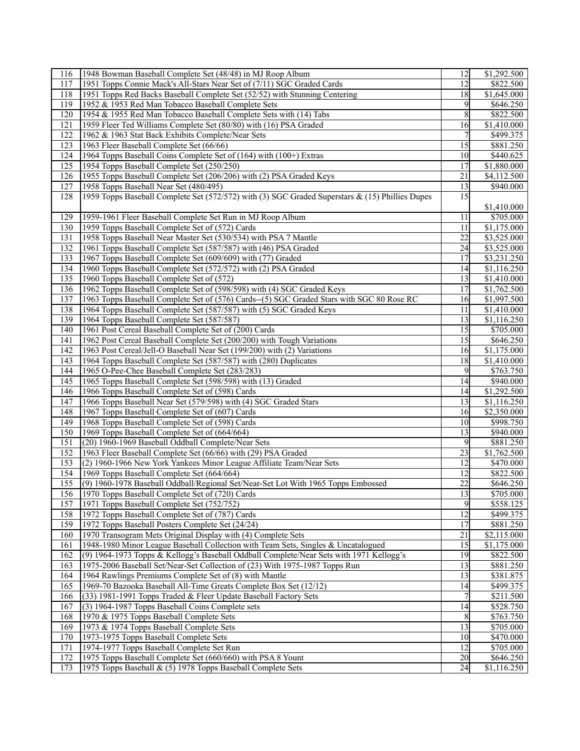| | | | |
|---|---|---|---|
| 116 | 1948 Bowman Baseball Complete Set (48/48) in MJ Roop Album | 12 | $1,292.500 |
| 117 | 1951 Topps Connie Mack's All-Stars Near Set of (7/11) SGC Graded Cards | 12 | $822.500 |
| 118 | 1951 Topps Red Backs Baseball Complete Set (52/52) with Stunning Centering | 18 | $1,645.000 |
| 119 | 1952 & 1953 Red Man Tobacco Baseball Complete Sets | 9 | $646.250 |
| 120 | 1954 & 1955 Red Man Tobacco Baseball Complete Sets with (14) Tabs | 8 | $822.500 |
| 121 | 1959 Fleer Ted Williams Complete Set (80/80) with (16) PSA Graded | 16 | $1,410.000 |
| 122 | 1962 & 1963 Stat Back Exhibits Complete/Near Sets | 7 | $499.375 |
| 123 | 1963 Fleer Baseball Complete Set (66/66) | 15 | $881.250 |
| 124 | 1964 Topps Baseball Coins Complete Set of (164) with (100+) Extras | 10 | $440.625 |
| 125 | 1954 Topps Baseball Complete Set (250/250) | 17 | $1,880.000 |
| 126 | 1955 Topps Baseball Complete Set (206/206) with (2) PSA Graded Keys | 21 | $4,112.500 |
| 127 | 1958 Topps Baseball Near Set (480/495) | 13 | $940.000 |
| 128 | 1959 Topps Baseball Complete Set (572/572) with (3) SGC Graded Superstars & (15) Phillies Dupes | 15 | $1,410.000 |
| 129 | 1959-1961 Fleer Baseball Complete Set Run in MJ Roop Album | 11 | $705.000 |
| 130 | 1959 Topps Baseball Complete Set of (572) Cards | 11 | $1,175.000 |
| 131 | 1958 Topps Baseball Near Master Set (530/534) with PSA 7 Mantle | 22 | $3,525.000 |
| 132 | 1961 Topps Baseball Complete Set (587/587) with (46) PSA Graded | 24 | $3,525.000 |
| 133 | 1967 Topps Baseball Complete Set (609/609) with (77) Graded | 17 | $3,231.250 |
| 134 | 1960 Topps Baseball Complete Set (572/572) with (2) PSA Graded | 14 | $1,116.250 |
| 135 | 1960 Topps Baseball Complete Set of (572) | 13 | $1,410.000 |
| 136 | 1962 Topps Baseball Complete Set of (598/598) with (4) SGC Graded Keys | 17 | $1,762.500 |
| 137 | 1963 Topps Baseball Complete Set of (576) Cards--(5) SGC Graded Stars with SGC 80 Rose RC | 16 | $1,997.500 |
| 138 | 1964 Topps Baseball Complete Set (587/587) with (5) SGC Graded Keys | 11 | $1,410.000 |
| 139 | 1964 Topps Baseball Complete Set (587/587) | 13 | $1,116.250 |
| 140 | 1961 Post Cereal Baseball Complete Set of (200) Cards | 15 | $705.000 |
| 141 | 1962 Post Cereal Baseball Complete Set (200/200) with Tough Variations | 15 | $646.250 |
| 142 | 1963 Post Cereal/Jell-O Baseball Near Set (199/200) with (2) Variations | 16 | $1,175.000 |
| 143 | 1964 Topps Baseball Complete Set (587/587) with (280) Duplicates | 18 | $1,410.000 |
| 144 | 1965 O-Pee-Chee Baseball Complete Set (283/283) | 9 | $763.750 |
| 145 | 1965 Topps Baseball Complete Set (598/598) with (13) Graded | 14 | $940.000 |
| 146 | 1966 Topps Baseball Complete Set of (598) Cards | 14 | $1,292.500 |
| 147 | 1966 Topps Baseball Near Set (579/598) with (4) SGC Graded Stars | 13 | $1,116.250 |
| 148 | 1967 Topps Baseball Complete Set of (607) Cards | 16 | $2,350.000 |
| 149 | 1968 Topps Baseball Complete Set of (598) Cards | 10 | $998.750 |
| 150 | 1969 Topps Baseball Complete Set of (664/664) | 13 | $940.000 |
| 151 | (20) 1960-1969 Baseball Oddball Complete/Near Sets | 9 | $881.250 |
| 152 | 1963 Fleer Baseball Complete Set (66/66) with (29) PSA Graded | 23 | $1,762.500 |
| 153 | (2) 1960-1966 New York Yankees Minor League Affiliate Team/Near Sets | 12 | $470.000 |
| 154 | 1969 Topps Baseball Complete Set (664/664) | 12 | $822.500 |
| 155 | (9) 1960-1978 Baseball Oddball/Regional Set/Near-Set Lot With 1965 Topps Embossed | 22 | $646.250 |
| 156 | 1970 Topps Baseball Complete Set of (720) Cards | 13 | $705.000 |
| 157 | 1971 Topps Baseball Complete Set (752/752) | 9 | $558.125 |
| 158 | 1972 Topps Baseball Complete Set of (787) Cards | 12 | $499.375 |
| 159 | 1972 Topps Baseball Posters Complete Set (24/24) | 17 | $881.250 |
| 160 | 1970 Transogram Mets Original Display with (4) Complete Sets | 21 | $2,115.000 |
| 161 | 1948-1980 Minor League Baseball Collection with Team Sets, Singles & Uncatalogued | 15 | $1,175.000 |
| 162 | (9) 1964-1973 Topps & Kellogg's Baseball Oddball Complete/Near Sets with 1971 Kellogg's | 19 | $822.500 |
| 163 | 1975-2006 Baseball Set/Near-Set Collection of (23) With 1975-1987 Topps Run | 13 | $881.250 |
| 164 | 1964 Rawlings Premiums Complete Set of (8) with Mantle | 13 | $381.875 |
| 165 | 1969-70 Bazooka Baseball All-Time Greats Complete Box Set (12/12) | 14 | $499.375 |
| 166 | (33) 1981-1991 Topps Traded & Fleer Update Baseball Factory Sets | 7 | $211.500 |
| 167 | (3) 1964-1987 Topps Baseball Coins Complete sets | 14 | $528.750 |
| 168 | 1970 & 1975 Topps Baseball Complete Sets | 8 | $763.750 |
| 169 | 1973 & 1974 Topps Baseball Complete Sets | 13 | $705.000 |
| 170 | 1973-1975 Topps Baseball Complete Sets | 10 | $470.000 |
| 171 | 1974-1977 Topps Baseball Complete Set Run | 12 | $705.000 |
| 172 | 1975 Topps Baseball Complete Set (660/660) with PSA 8 Yount | 20 | $646.250 |
| 173 | 1975 Topps Baseball & (5) 1978 Topps Baseball Complete Sets | 24 | $1,116.250 |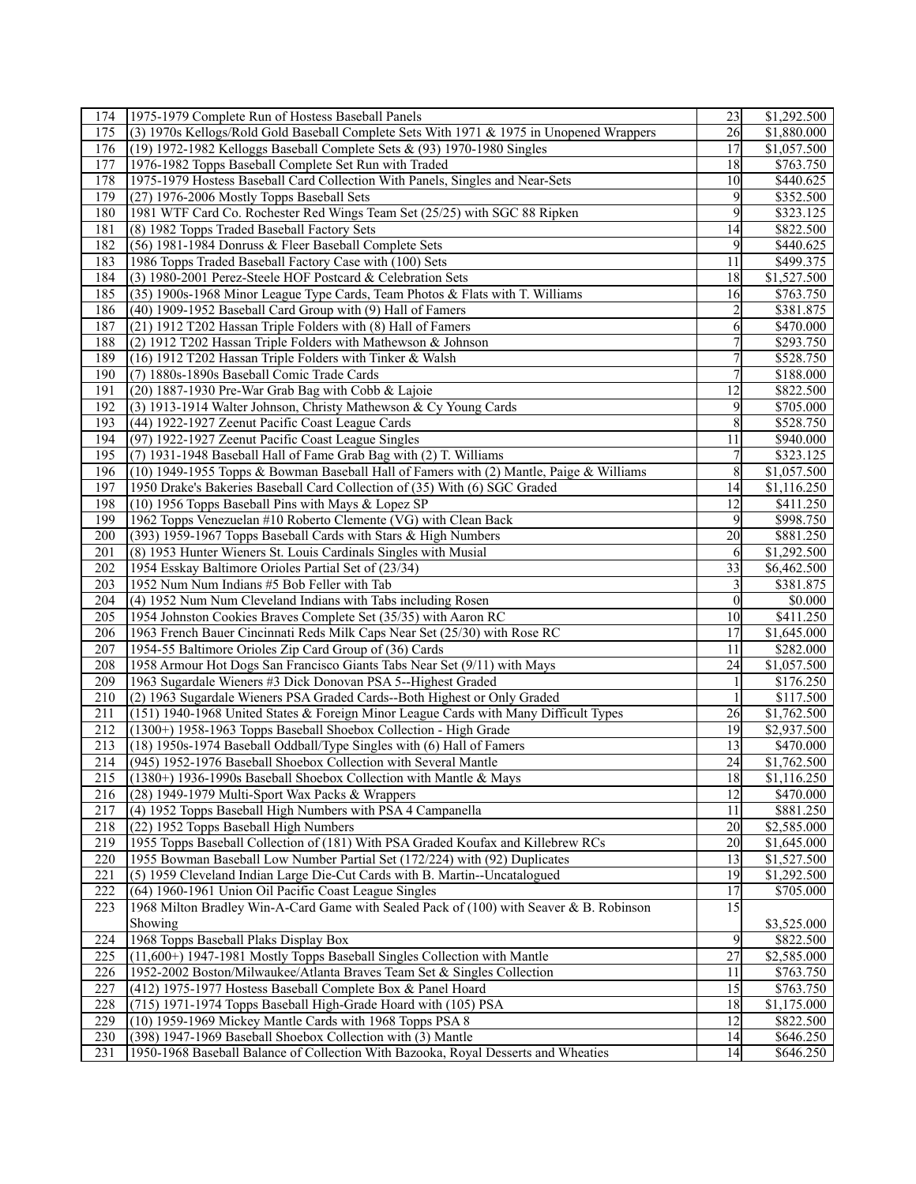| | | | |
|---|---|---|---|
| 174 | 1975-1979 Complete Run of Hostess Baseball Panels | 23 | $1,292.500 |
| 175 | (3) 1970s Kellogs/Rold Gold Baseball Complete Sets With 1971 & 1975 in Unopened Wrappers | 26 | $1,880.000 |
| 176 | (19) 1972-1982 Kelloggs Baseball Complete Sets & (93) 1970-1980 Singles | 17 | $1,057.500 |
| 177 | 1976-1982 Topps Baseball Complete Set Run with Traded | 18 | $763.750 |
| 178 | 1975-1979 Hostess Baseball Card Collection With Panels, Singles and Near-Sets | 10 | $440.625 |
| 179 | (27) 1976-2006 Mostly Topps Baseball Sets | 9 | $352.500 |
| 180 | 1981 WTF Card Co. Rochester Red Wings Team Set (25/25) with SGC 88 Ripken | 9 | $323.125 |
| 181 | (8) 1982 Topps Traded Baseball Factory Sets | 14 | $822.500 |
| 182 | (56) 1981-1984 Donruss & Fleer Baseball Complete Sets | 9 | $440.625 |
| 183 | 1986 Topps Traded Baseball Factory Case with (100) Sets | 11 | $499.375 |
| 184 | (3) 1980-2001 Perez-Steele HOF Postcard & Celebration Sets | 18 | $1,527.500 |
| 185 | (35) 1900s-1968 Minor League Type Cards, Team Photos & Flats with T. Williams | 16 | $763.750 |
| 186 | (40) 1909-1952 Baseball Card Group with (9) Hall of Famers | 2 | $381.875 |
| 187 | (21) 1912 T202 Hassan Triple Folders with (8) Hall of Famers | 6 | $470.000 |
| 188 | (2) 1912 T202 Hassan Triple Folders with Mathewson & Johnson | 7 | $293.750 |
| 189 | (16) 1912 T202 Hassan Triple Folders with Tinker & Walsh | 7 | $528.750 |
| 190 | (7) 1880s-1890s Baseball Comic Trade Cards | 7 | $188.000 |
| 191 | (20) 1887-1930 Pre-War Grab Bag with Cobb & Lajoie | 12 | $822.500 |
| 192 | (3) 1913-1914 Walter Johnson, Christy Mathewson & Cy Young Cards | 9 | $705.000 |
| 193 | (44) 1922-1927 Zeenut Pacific Coast League Cards | 8 | $528.750 |
| 194 | (97) 1922-1927 Zeenut Pacific Coast League Singles | 11 | $940.000 |
| 195 | (7) 1931-1948 Baseball Hall of Fame Grab Bag with (2) T. Williams | 7 | $323.125 |
| 196 | (10) 1949-1955 Topps & Bowman Baseball Hall of Famers with (2) Mantle, Paige & Williams | 8 | $1,057.500 |
| 197 | 1950 Drake's Bakeries Baseball Card Collection of (35) With (6) SGC Graded | 14 | $1,116.250 |
| 198 | (10) 1956 Topps Baseball Pins with Mays & Lopez SP | 12 | $411.250 |
| 199 | 1962 Topps Venezuelan #10 Roberto Clemente (VG) with Clean Back | 9 | $998.750 |
| 200 | (393) 1959-1967 Topps Baseball Cards with Stars & High Numbers | 20 | $881.250 |
| 201 | (8) 1953 Hunter Wieners St. Louis Cardinals Singles with Musial | 6 | $1,292.500 |
| 202 | 1954 Esskay Baltimore Orioles Partial Set of (23/34) | 33 | $6,462.500 |
| 203 | 1952 Num Num Indians #5 Bob Feller with Tab | 3 | $381.875 |
| 204 | (4) 1952 Num Num Cleveland Indians with Tabs including Rosen | 0 | $0.000 |
| 205 | 1954 Johnston Cookies Braves Complete Set (35/35) with Aaron RC | 10 | $411.250 |
| 206 | 1963 French Bauer Cincinnati Reds Milk Caps Near Set (25/30) with Rose RC | 17 | $1,645.000 |
| 207 | 1954-55 Baltimore Orioles Zip Card Group of (36) Cards | 11 | $282.000 |
| 208 | 1958 Armour Hot Dogs San Francisco Giants Tabs Near Set (9/11) with Mays | 24 | $1,057.500 |
| 209 | 1963 Sugardale Wieners #3 Dick Donovan PSA 5--Highest Graded | 1 | $176.250 |
| 210 | (2) 1963 Sugardale Wieners PSA Graded Cards--Both Highest or Only Graded | 1 | $117.500 |
| 211 | (151) 1940-1968 United States & Foreign Minor League Cards with Many Difficult Types | 26 | $1,762.500 |
| 212 | (1300+) 1958-1963 Topps Baseball Shoebox Collection - High Grade | 19 | $2,937.500 |
| 213 | (18) 1950s-1974 Baseball Oddball/Type Singles with (6) Hall of Famers | 13 | $470.000 |
| 214 | (945) 1952-1976 Baseball Shoebox Collection with Several Mantle | 24 | $1,762.500 |
| 215 | (1380+) 1936-1990s Baseball Shoebox Collection with Mantle & Mays | 18 | $1,116.250 |
| 216 | (28) 1949-1979 Multi-Sport Wax Packs & Wrappers | 12 | $470.000 |
| 217 | (4) 1952 Topps Baseball High Numbers with PSA 4 Campanella | 11 | $881.250 |
| 218 | (22) 1952 Topps Baseball High Numbers | 20 | $2,585.000 |
| 219 | 1955 Topps Baseball Collection of (181) With PSA Graded Koufax and Killebrew RCs | 20 | $1,645.000 |
| 220 | 1955 Bowman Baseball Low Number Partial Set (172/224) with (92) Duplicates | 13 | $1,527.500 |
| 221 | (5) 1959 Cleveland Indian Large Die-Cut Cards with B. Martin--Uncatalogued | 19 | $1,292.500 |
| 222 | (64) 1960-1961 Union Oil Pacific Coast League Singles | 17 | $705.000 |
| 223 | 1968 Milton Bradley Win-A-Card Game with Sealed Pack of (100) with Seaver & B. Robinson Showing | 15 | $3,525.000 |
| 224 | 1968 Topps Baseball Plaks Display Box | 9 | $822.500 |
| 225 | (11,600+) 1947-1981 Mostly Topps Baseball Singles Collection with Mantle | 27 | $2,585.000 |
| 226 | 1952-2002 Boston/Milwaukee/Atlanta Braves Team Set & Singles Collection | 11 | $763.750 |
| 227 | (412) 1975-1977 Hostess Baseball Complete Box & Panel Hoard | 15 | $763.750 |
| 228 | (715) 1971-1974 Topps Baseball High-Grade Hoard with (105) PSA | 18 | $1,175.000 |
| 229 | (10) 1959-1969 Mickey Mantle Cards with 1968 Topps PSA 8 | 12 | $822.500 |
| 230 | (398) 1947-1969 Baseball Shoebox Collection with (3) Mantle | 14 | $646.250 |
| 231 | 1950-1968 Baseball Balance of Collection With Bazooka, Royal Desserts and Wheaties | 14 | $646.250 |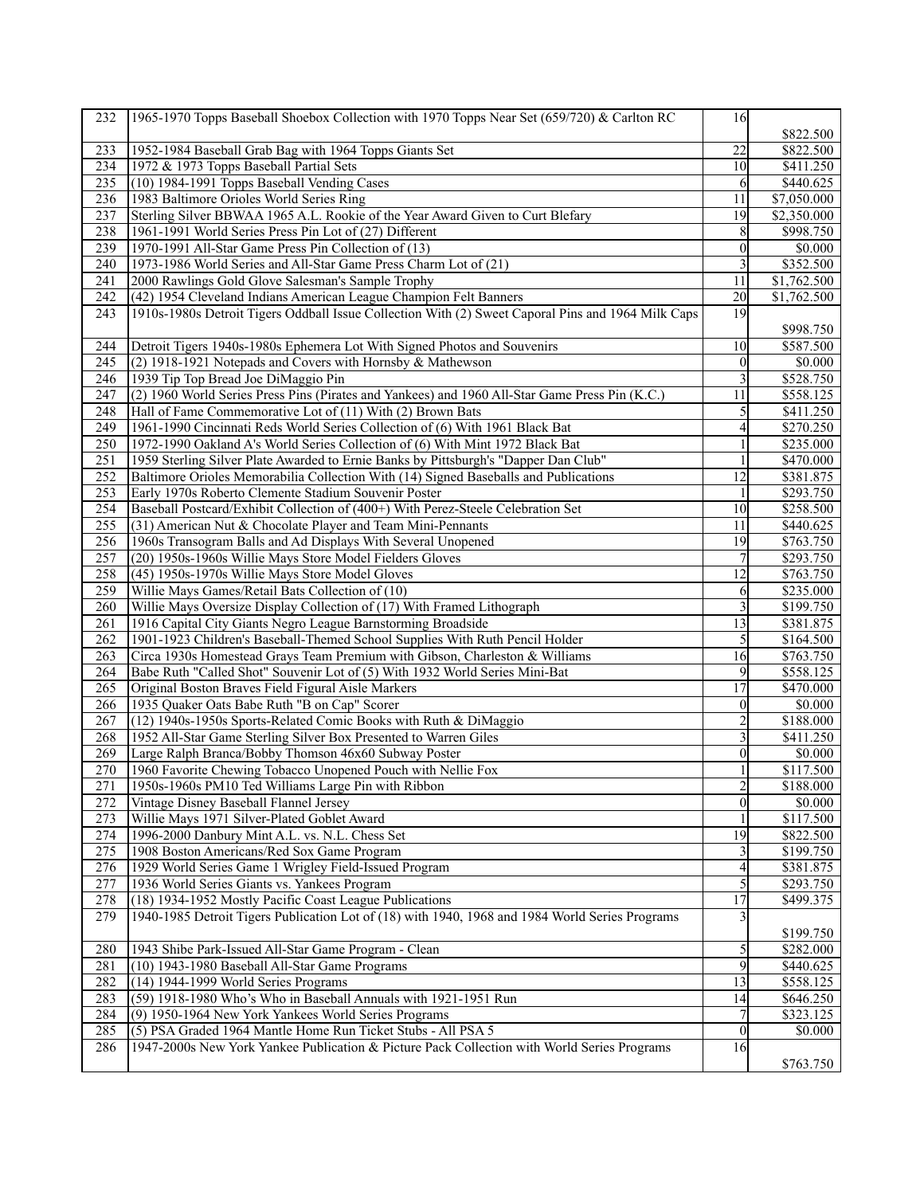| 232 | 1965-1970 Topps Baseball Shoebox Collection with 1970 Topps Near Set (659/720) & Carlton RC | 16 | $822.500 |
|---|---|---|---|
| 233 | 1952-1984 Baseball Grab Bag with 1964 Topps Giants Set | 22 | $822.500 |
| 234 | 1972 & 1973 Topps Baseball Partial Sets | 10 | $411.250 |
| 235 | (10) 1984-1991 Topps Baseball Vending Cases | 6 | $440.625 |
| 236 | 1983 Baltimore Orioles World Series Ring | 11 | $7,050.000 |
| 237 | Sterling Silver BBWAA 1965 A.L. Rookie of the Year Award Given to Curt Blefary | 19 | $2,350.000 |
| 238 | 1961-1991 World Series Press Pin Lot of (27) Different | 8 | $998.750 |
| 239 | 1970-1991 All-Star Game Press Pin Collection of (13) | 0 | $0.000 |
| 240 | 1973-1986 World Series and All-Star Game Press Charm Lot of (21) | 3 | $352.500 |
| 241 | 2000 Rawlings Gold Glove Salesman's Sample Trophy | 11 | $1,762.500 |
| 242 | (42) 1954 Cleveland Indians American League Champion Felt Banners | 20 | $1,762.500 |
| 243 | 1910s-1980s Detroit Tigers Oddball Issue Collection With (2) Sweet Caporal Pins and 1964 Milk Caps | 19 | $998.750 |
| 244 | Detroit Tigers 1940s-1980s Ephemera Lot With Signed Photos and Souvenirs | 10 | $587.500 |
| 245 | (2) 1918-1921 Notepads and Covers with Hornsby & Mathewson | 0 | $0.000 |
| 246 | 1939 Tip Top Bread Joe DiMaggio Pin | 3 | $528.750 |
| 247 | (2) 1960 World Series Press Pins (Pirates and Yankees) and 1960 All-Star Game Press Pin (K.C.) | 11 | $558.125 |
| 248 | Hall of Fame Commemorative Lot of (11) With (2) Brown Bats | 5 | $411.250 |
| 249 | 1961-1990 Cincinnati Reds World Series Collection of (6) With 1961 Black Bat | 4 | $270.250 |
| 250 | 1972-1990 Oakland A's World Series Collection of (6) With Mint 1972 Black Bat | 1 | $235.000 |
| 251 | 1959 Sterling Silver Plate Awarded to Ernie Banks by Pittsburgh's "Dapper Dan Club" | 1 | $470.000 |
| 252 | Baltimore Orioles Memorabilia Collection With (14) Signed Baseballs and Publications | 12 | $381.875 |
| 253 | Early 1970s Roberto Clemente Stadium Souvenir Poster | 1 | $293.750 |
| 254 | Baseball Postcard/Exhibit Collection of (400+) With Perez-Steele Celebration Set | 10 | $258.500 |
| 255 | (31) American Nut & Chocolate Player and Team Mini-Pennants | 11 | $440.625 |
| 256 | 1960s Transogram Balls and Ad Displays With Several Unopened | 19 | $763.750 |
| 257 | (20) 1950s-1960s Willie Mays Store Model Fielders Gloves | 7 | $293.750 |
| 258 | (45) 1950s-1970s Willie Mays Store Model Gloves | 12 | $763.750 |
| 259 | Willie Mays Games/Retail Bats Collection of (10) | 6 | $235.000 |
| 260 | Willie Mays Oversize Display Collection of (17) With Framed Lithograph | 3 | $199.750 |
| 261 | 1916 Capital City Giants Negro League Barnstorming Broadside | 13 | $381.875 |
| 262 | 1901-1923 Children's Baseball-Themed School Supplies With Ruth Pencil Holder | 5 | $164.500 |
| 263 | Circa 1930s Homestead Grays Team Premium with Gibson, Charleston & Williams | 16 | $763.750 |
| 264 | Babe Ruth "Called Shot" Souvenir Lot of (5) With 1932 World Series Mini-Bat | 9 | $558.125 |
| 265 | Original Boston Braves Field Figural Aisle Markers | 17 | $470.000 |
| 266 | 1935 Quaker Oats Babe Ruth "B on Cap" Scorer | 0 | $0.000 |
| 267 | (12) 1940s-1950s Sports-Related Comic Books with Ruth & DiMaggio | 2 | $188.000 |
| 268 | 1952 All-Star Game Sterling Silver Box Presented to Warren Giles | 3 | $411.250 |
| 269 | Large Ralph Branca/Bobby Thomson 46x60 Subway Poster | 0 | $0.000 |
| 270 | 1960 Favorite Chewing Tobacco Unopened Pouch with Nellie Fox | 1 | $117.500 |
| 271 | 1950s-1960s PM10 Ted Williams Large Pin with Ribbon | 2 | $188.000 |
| 272 | Vintage Disney Baseball Flannel Jersey | 0 | $0.000 |
| 273 | Willie Mays 1971 Silver-Plated Goblet Award | 1 | $117.500 |
| 274 | 1996-2000 Danbury Mint A.L. vs. N.L. Chess Set | 19 | $822.500 |
| 275 | 1908 Boston Americans/Red Sox Game Program | 3 | $199.750 |
| 276 | 1929 World Series Game 1 Wrigley Field-Issued Program | 4 | $381.875 |
| 277 | 1936 World Series Giants vs. Yankees Program | 5 | $293.750 |
| 278 | (18) 1934-1952 Mostly Pacific Coast League Publications | 17 | $499.375 |
| 279 | 1940-1985 Detroit Tigers Publication Lot of (18) with 1940, 1968 and 1984 World Series Programs | 3 | $199.750 |
| 280 | 1943 Shibe Park-Issued All-Star Game Program - Clean | 5 | $282.000 |
| 281 | (10) 1943-1980 Baseball All-Star Game Programs | 9 | $440.625 |
| 282 | (14) 1944-1999 World Series Programs | 13 | $558.125 |
| 283 | (59) 1918-1980 Who's Who in Baseball Annuals with 1921-1951 Run | 14 | $646.250 |
| 284 | (9) 1950-1964 New York Yankees World Series Programs | 7 | $323.125 |
| 285 | (5) PSA Graded 1964 Mantle Home Run Ticket Stubs - All PSA 5 | 0 | $0.000 |
| 286 | 1947-2000s New York Yankee Publication & Picture Pack Collection with World Series Programs | 16 | $763.750 |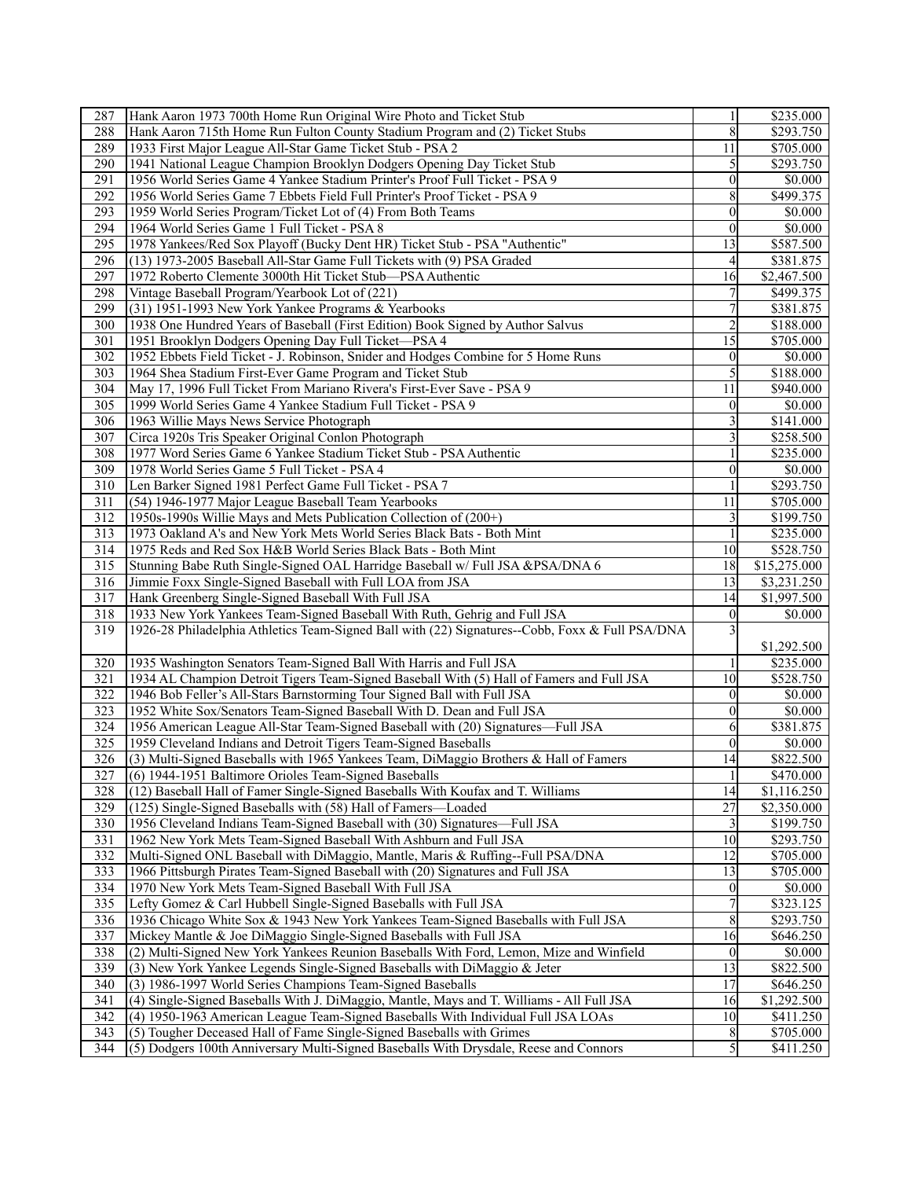| | | | |
|---|---|---|---|
| 287 | Hank Aaron 1973 700th Home Run Original Wire Photo and Ticket Stub | 1 | \$235.000 |
| 288 | Hank Aaron 715th Home Run Fulton County Stadium Program and (2) Ticket Stubs | 8 | \$293.750 |
| 289 | 1933 First Major League All-Star Game Ticket Stub - PSA 2 | 11 | \$705.000 |
| 290 | 1941 National League Champion Brooklyn Dodgers Opening Day Ticket Stub | 5 | \$293.750 |
| 291 | 1956 World Series Game 4 Yankee Stadium Printer's Proof Full Ticket - PSA 9 | 0 | \$0.000 |
| 292 | 1956 World Series Game 7 Ebbets Field Full Printer's Proof Ticket - PSA 9 | 8 | \$499.375 |
| 293 | 1959 World Series Program/Ticket Lot of (4) From Both Teams | 0 | \$0.000 |
| 294 | 1964 World Series Game 1 Full Ticket - PSA 8 | 0 | \$0.000 |
| 295 | 1978 Yankees/Red Sox Playoff (Bucky Dent HR) Ticket Stub - PSA "Authentic" | 13 | \$587.500 |
| 296 | (13) 1973-2005 Baseball All-Star Game Full Tickets with (9) PSA Graded | 4 | \$381.875 |
| 297 | 1972 Roberto Clemente 3000th Hit Ticket Stub—PSA Authentic | 16 | \$2,467.500 |
| 298 | Vintage Baseball Program/Yearbook Lot of (221) | 7 | \$499.375 |
| 299 | (31) 1951-1993 New York Yankee Programs & Yearbooks | 7 | \$381.875 |
| 300 | 1938 One Hundred Years of Baseball (First Edition) Book Signed by Author Salvus | 2 | \$188.000 |
| 301 | 1951 Brooklyn Dodgers Opening Day Full Ticket—PSA 4 | 15 | \$705.000 |
| 302 | 1952 Ebbets Field Ticket - J. Robinson, Snider and Hodges Combine for 5 Home Runs | 0 | \$0.000 |
| 303 | 1964 Shea Stadium First-Ever Game Program and Ticket Stub | 5 | \$188.000 |
| 304 | May 17, 1996 Full Ticket From Mariano Rivera's First-Ever Save - PSA 9 | 11 | \$940.000 |
| 305 | 1999 World Series Game 4 Yankee Stadium Full Ticket - PSA 9 | 0 | \$0.000 |
| 306 | 1963 Willie Mays News Service Photograph | 3 | \$141.000 |
| 307 | Circa 1920s Tris Speaker Original Conlon Photograph | 3 | \$258.500 |
| 308 | 1977 Word Series Game 6 Yankee Stadium Ticket Stub - PSA Authentic | 1 | \$235.000 |
| 309 | 1978 World Series Game 5 Full Ticket - PSA 4 | 0 | \$0.000 |
| 310 | Len Barker Signed 1981 Perfect Game Full Ticket - PSA 7 | 1 | \$293.750 |
| 311 | (54) 1946-1977 Major League Baseball Team Yearbooks | 11 | \$705.000 |
| 312 | 1950s-1990s Willie Mays and Mets Publication Collection of (200+) | 3 | \$199.750 |
| 313 | 1973 Oakland A's and New York Mets World Series Black Bats - Both Mint | 1 | \$235.000 |
| 314 | 1975 Reds and Red Sox H&B World Series Black Bats - Both Mint | 10 | \$528.750 |
| 315 | Stunning Babe Ruth Single-Signed OAL Harridge Baseball w/ Full JSA &PSA/DNA 6 | 18 | \$15,275.000 |
| 316 | Jimmie Foxx Single-Signed Baseball with Full LOA from JSA | 13 | \$3,231.250 |
| 317 | Hank Greenberg Single-Signed Baseball With Full JSA | 14 | \$1,997.500 |
| 318 | 1933 New York Yankees Team-Signed Baseball With Ruth, Gehrig and Full JSA | 0 | \$0.000 |
| 319 | 1926-28 Philadelphia Athletics Team-Signed Ball with (22) Signatures--Cobb, Foxx & Full PSA/DNA | 3 | \$1,292.500 |
| 320 | 1935 Washington Senators Team-Signed Ball With Harris and Full JSA | 1 | \$235.000 |
| 321 | 1934 AL Champion Detroit Tigers Team-Signed Baseball With (5) Hall of Famers and Full JSA | 10 | \$528.750 |
| 322 | 1946 Bob Feller's All-Stars Barnstorming Tour Signed Ball with Full JSA | 0 | \$0.000 |
| 323 | 1952 White Sox/Senators Team-Signed Baseball With D. Dean and Full JSA | 0 | \$0.000 |
| 324 | 1956 American League All-Star Team-Signed Baseball with (20) Signatures—Full JSA | 6 | \$381.875 |
| 325 | 1959 Cleveland Indians and Detroit Tigers Team-Signed Baseballs | 0 | \$0.000 |
| 326 | (3) Multi-Signed Baseballs with 1965 Yankees Team, DiMaggio Brothers & Hall of Famers | 14 | \$822.500 |
| 327 | (6) 1944-1951 Baltimore Orioles Team-Signed Baseballs | 1 | \$470.000 |
| 328 | (12) Baseball Hall of Famer Single-Signed Baseballs With Koufax and T. Williams | 14 | \$1,116.250 |
| 329 | (125) Single-Signed Baseballs with (58) Hall of Famers—Loaded | 27 | \$2,350.000 |
| 330 | 1956 Cleveland Indians Team-Signed Baseball with (30) Signatures—Full JSA | 3 | \$199.750 |
| 331 | 1962 New York Mets Team-Signed Baseball With Ashburn and Full JSA | 10 | \$293.750 |
| 332 | Multi-Signed ONL Baseball with DiMaggio, Mantle, Maris & Ruffing--Full PSA/DNA | 12 | \$705.000 |
| 333 | 1966 Pittsburgh Pirates Team-Signed Baseball with (20) Signatures and Full JSA | 13 | \$705.000 |
| 334 | 1970 New York Mets Team-Signed Baseball With Full JSA | 0 | \$0.000 |
| 335 | Lefty Gomez & Carl Hubbell Single-Signed Baseballs with Full JSA | 7 | \$323.125 |
| 336 | 1936 Chicago White Sox & 1943 New York Yankees Team-Signed Baseballs with Full JSA | 8 | \$293.750 |
| 337 | Mickey Mantle & Joe DiMaggio Single-Signed Baseballs with Full JSA | 16 | \$646.250 |
| 338 | (2) Multi-Signed New York Yankees Reunion Baseballs With Ford, Lemon, Mize and Winfield | 0 | \$0.000 |
| 339 | (3) New York Yankee Legends Single-Signed Baseballs with DiMaggio & Jeter | 13 | \$822.500 |
| 340 | (3) 1986-1997 World Series Champions Team-Signed Baseballs | 17 | \$646.250 |
| 341 | (4) Single-Signed Baseballs With J. DiMaggio, Mantle, Mays and T. Williams - All Full JSA | 16 | \$1,292.500 |
| 342 | (4) 1950-1963 American League Team-Signed Baseballs With Individual Full JSA LOAs | 10 | \$411.250 |
| 343 | (5) Tougher Deceased Hall of Fame Single-Signed Baseballs with Grimes | 8 | \$705.000 |
| 344 | (5) Dodgers 100th Anniversary Multi-Signed Baseballs With Drysdale, Reese and Connors | 5 | \$411.250 |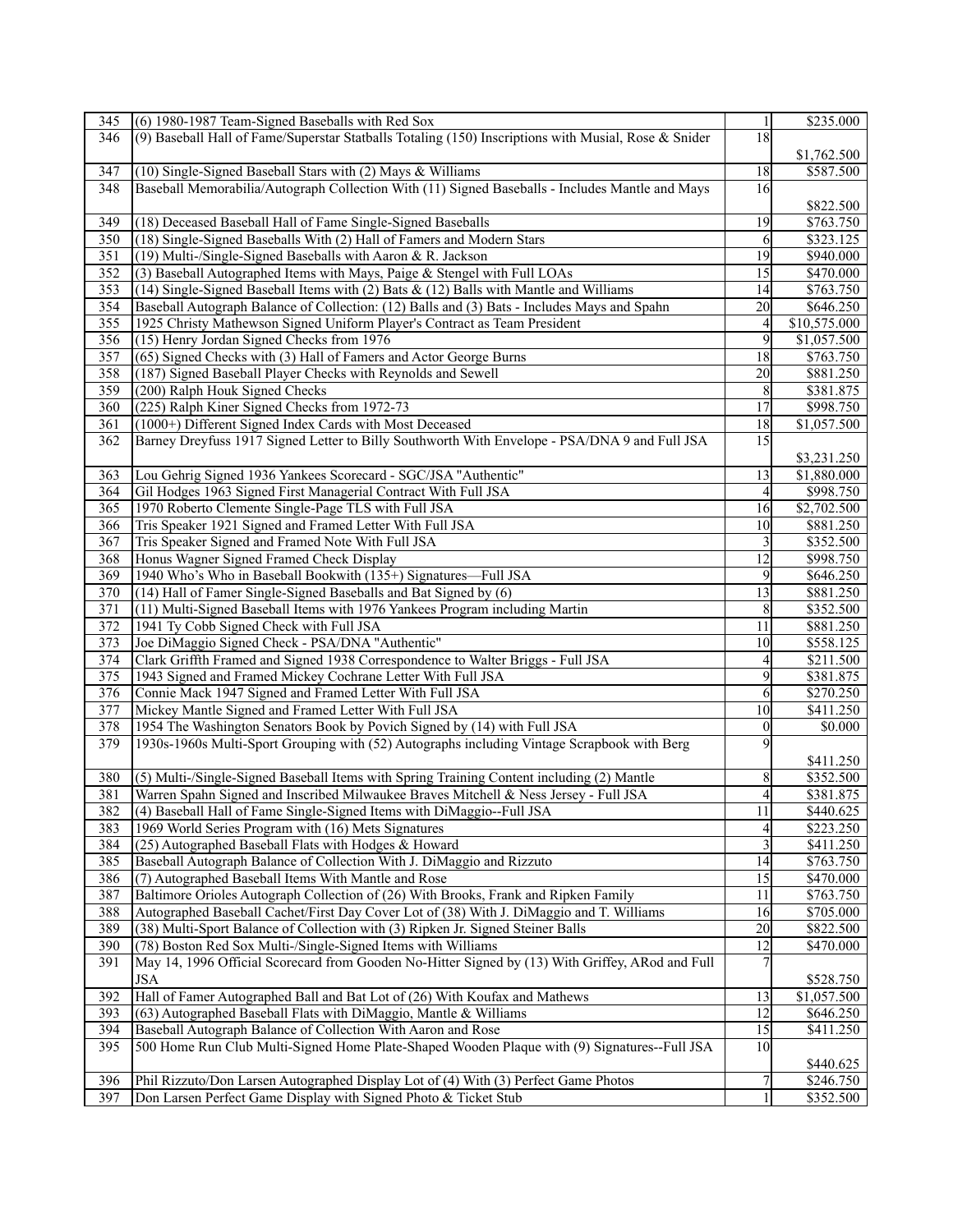| 345 | (6) 1980-1987 Team-Signed Baseballs with Red Sox | 1 | $235.000 |
|---|---|---|---|
| 346 | (9) Baseball Hall of Fame/Superstar Statballs Totaling (150) Inscriptions with Musial, Rose & Snider | 18 | $1,762.500 |
| 347 | (10) Single-Signed Baseball Stars with (2) Mays & Williams | 18 | $587.500 |
| 348 | Baseball Memorabilia/Autograph Collection With (11) Signed Baseballs - Includes Mantle and Mays | 16 | $822.500 |
| 349 | (18) Deceased Baseball Hall of Fame Single-Signed Baseballs | 19 | $763.750 |
| 350 | (18) Single-Signed Baseballs With (2) Hall of Famers and Modern Stars | 6 | $323.125 |
| 351 | (19) Multi-/Single-Signed Baseballs with Aaron & R. Jackson | 19 | $940.000 |
| 352 | (3) Baseball Autographed Items with Mays, Paige & Stengel with Full LOAs | 15 | $470.000 |
| 353 | (14) Single-Signed Baseball Items with (2) Bats & (12) Balls with Mantle and Williams | 14 | $763.750 |
| 354 | Baseball Autograph Balance of Collection: (12) Balls and (3) Bats - Includes Mays and Spahn | 20 | $646.250 |
| 355 | 1925 Christy Mathewson Signed Uniform Player's Contract as Team President | 4 | $10,575.000 |
| 356 | (15) Henry Jordan Signed Checks from 1976 | 9 | $1,057.500 |
| 357 | (65) Signed Checks with (3) Hall of Famers and Actor George Burns | 18 | $763.750 |
| 358 | (187) Signed Baseball Player Checks with Reynolds and Sewell | 20 | $881.250 |
| 359 | (200) Ralph Houk Signed Checks | 8 | $381.875 |
| 360 | (225) Ralph Kiner Signed Checks from 1972-73 | 17 | $998.750 |
| 361 | (1000+) Different Signed Index Cards with Most Deceased | 18 | $1,057.500 |
| 362 | Barney Dreyfuss 1917 Signed Letter to Billy Southworth With Envelope - PSA/DNA 9 and Full JSA | 15 | $3,231.250 |
| 363 | Lou Gehrig Signed 1936 Yankees Scorecard - SGC/JSA "Authentic" | 13 | $1,880.000 |
| 364 | Gil Hodges 1963 Signed First Managerial Contract With Full JSA | 4 | $998.750 |
| 365 | 1970 Roberto Clemente Single-Page TLS with Full JSA | 16 | $2,702.500 |
| 366 | Tris Speaker 1921 Signed and Framed Letter With Full JSA | 10 | $881.250 |
| 367 | Tris Speaker Signed and Framed Note With Full JSA | 3 | $352.500 |
| 368 | Honus Wagner Signed Framed Check Display | 12 | $998.750 |
| 369 | 1940 Who's Who in Baseball Bookwith (135+) Signatures—Full JSA | 9 | $646.250 |
| 370 | (14) Hall of Famer Single-Signed Baseballs and Bat Signed by (6) | 13 | $881.250 |
| 371 | (11) Multi-Signed Baseball Items with 1976 Yankees Program including Martin | 8 | $352.500 |
| 372 | 1941 Ty Cobb Signed Check with Full JSA | 11 | $881.250 |
| 373 | Joe DiMaggio Signed Check - PSA/DNA "Authentic" | 10 | $558.125 |
| 374 | Clark Griffth Framed and Signed 1938 Correspondence to Walter Briggs - Full JSA | 4 | $211.500 |
| 375 | 1943 Signed and Framed Mickey Cochrane Letter With Full JSA | 9 | $381.875 |
| 376 | Connie Mack 1947 Signed and Framed Letter With Full JSA | 6 | $270.250 |
| 377 | Mickey Mantle Signed and Framed Letter With Full JSA | 10 | $411.250 |
| 378 | 1954 The Washington Senators Book by Povich Signed by (14) with Full JSA | 0 | $0.000 |
| 379 | 1930s-1960s Multi-Sport Grouping with (52) Autographs including Vintage Scrapbook with Berg | 9 | $411.250 |
| 380 | (5) Multi-/Single-Signed Baseball Items with Spring Training Content including (2) Mantle | 8 | $352.500 |
| 381 | Warren Spahn Signed and Inscribed Milwaukee Braves Mitchell & Ness Jersey - Full JSA | 4 | $381.875 |
| 382 | (4) Baseball Hall of Fame Single-Signed Items with DiMaggio--Full JSA | 11 | $440.625 |
| 383 | 1969 World Series Program with (16) Mets Signatures | 4 | $223.250 |
| 384 | (25) Autographed Baseball Flats with Hodges & Howard | 3 | $411.250 |
| 385 | Baseball Autograph Balance of Collection With J. DiMaggio and Rizzuto | 14 | $763.750 |
| 386 | (7) Autographed Baseball Items With Mantle and Rose | 15 | $470.000 |
| 387 | Baltimore Orioles Autograph Collection of (26) With Brooks, Frank and Ripken Family | 11 | $763.750 |
| 388 | Autographed Baseball Cachet/First Day Cover Lot of (38) With J. DiMaggio and T. Williams | 16 | $705.000 |
| 389 | (38) Multi-Sport Balance of Collection with (3) Ripken Jr. Signed Steiner Balls | 20 | $822.500 |
| 390 | (78) Boston Red Sox Multi-/Single-Signed Items with Williams | 12 | $470.000 |
| 391 | May 14, 1996 Official Scorecard from Gooden No-Hitter Signed by (13) With Griffey, ARod and Full JSA | 7 | $528.750 |
| 392 | Hall of Famer Autographed Ball and Bat Lot of (26) With Koufax and Mathews | 13 | $1,057.500 |
| 393 | (63) Autographed Baseball Flats with DiMaggio, Mantle & Williams | 12 | $646.250 |
| 394 | Baseball Autograph Balance of Collection With Aaron and Rose | 15 | $411.250 |
| 395 | 500 Home Run Club Multi-Signed Home Plate-Shaped Wooden Plaque with (9) Signatures--Full JSA | 10 | $440.625 |
| 396 | Phil Rizzuto/Don Larsen Autographed Display Lot of (4) With (3) Perfect Game Photos | 7 | $246.750 |
| 397 | Don Larsen Perfect Game Display with Signed Photo & Ticket Stub | 1 | $352.500 |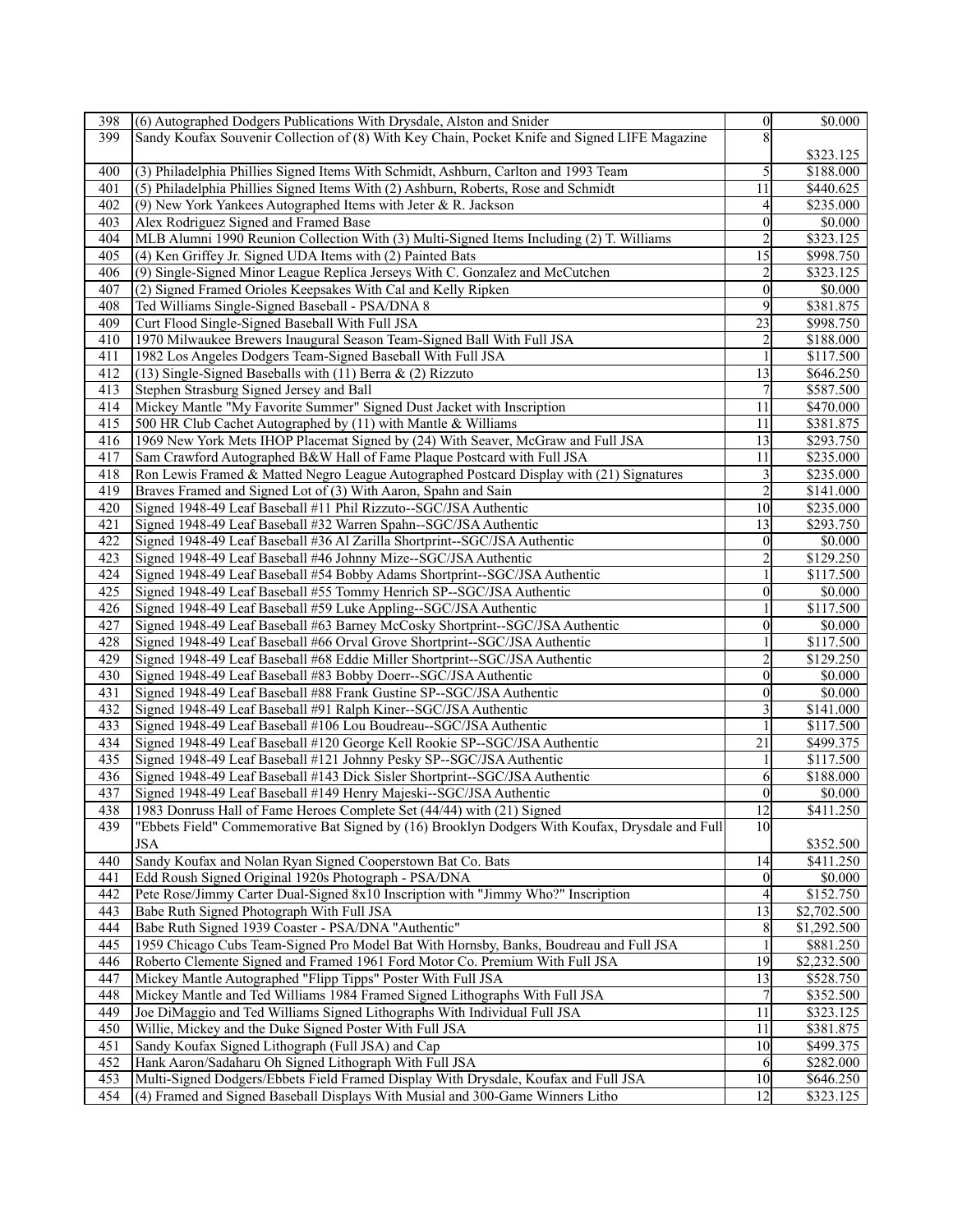| 398 | (6) Autographed Dodgers Publications With Drysdale, Alston and Snider | 0 | $0.000 |
|---|---|---|---|
| 399 | Sandy Koufax Souvenir Collection of (8) With Key Chain, Pocket Knife and Signed LIFE Magazine | 8 | $323.125 |
| 400 | (3) Philadelphia Phillies Signed Items With Schmidt, Ashburn, Carlton and 1993 Team | 5 | $188.000 |
| 401 | (5) Philadelphia Phillies Signed Items With (2) Ashburn, Roberts, Rose and Schmidt | 11 | $440.625 |
| 402 | (9) New York Yankees Autographed Items with Jeter & R. Jackson | 4 | $235.000 |
| 403 | Alex Rodriguez Signed and Framed Base | 0 | $0.000 |
| 404 | MLB Alumni 1990 Reunion Collection With (3) Multi-Signed Items Including (2) T. Williams | 2 | $323.125 |
| 405 | (4) Ken Griffey Jr. Signed UDA Items with (2) Painted Bats | 15 | $998.750 |
| 406 | (9) Single-Signed Minor League Replica Jerseys With C. Gonzalez and McCutchen | 2 | $323.125 |
| 407 | (2) Signed Framed Orioles Keepsakes With Cal and Kelly Ripken | 0 | $0.000 |
| 408 | Ted Williams Single-Signed Baseball - PSA/DNA 8 | 9 | $381.875 |
| 409 | Curt Flood Single-Signed Baseball With Full JSA | 23 | $998.750 |
| 410 | 1970 Milwaukee Brewers Inaugural Season Team-Signed Ball With Full JSA | 2 | $188.000 |
| 411 | 1982 Los Angeles Dodgers Team-Signed Baseball With Full JSA | 1 | $117.500 |
| 412 | (13) Single-Signed Baseballs with (11) Berra & (2) Rizzuto | 13 | $646.250 |
| 413 | Stephen Strasburg Signed Jersey and Ball | 7 | $587.500 |
| 414 | Mickey Mantle "My Favorite Summer" Signed Dust Jacket with Inscription | 11 | $470.000 |
| 415 | 500 HR Club Cachet Autographed by (11) with Mantle & Williams | 11 | $381.875 |
| 416 | 1969 New York Mets IHOP Placemat Signed by (24) With Seaver, McGraw and Full JSA | 13 | $293.750 |
| 417 | Sam Crawford Autographed B&W Hall of Fame Plaque Postcard with Full JSA | 11 | $235.000 |
| 418 | Ron Lewis Framed & Matted Negro League Autographed Postcard Display with (21) Signatures | 3 | $235.000 |
| 419 | Braves Framed and Signed Lot of (3) With Aaron, Spahn and Sain | 2 | $141.000 |
| 420 | Signed 1948-49 Leaf Baseball #11 Phil Rizzuto--SGC/JSA Authentic | 10 | $235.000 |
| 421 | Signed 1948-49 Leaf Baseball #32 Warren Spahn--SGC/JSA Authentic | 13 | $293.750 |
| 422 | Signed 1948-49 Leaf Baseball #36 Al Zarilla Shortprint--SGC/JSA Authentic | 0 | $0.000 |
| 423 | Signed 1948-49 Leaf Baseball #46 Johnny Mize--SGC/JSA Authentic | 2 | $129.250 |
| 424 | Signed 1948-49 Leaf Baseball #54 Bobby Adams Shortprint--SGC/JSA Authentic | 1 | $117.500 |
| 425 | Signed 1948-49 Leaf Baseball #55 Tommy Henrich SP--SGC/JSA Authentic | 0 | $0.000 |
| 426 | Signed 1948-49 Leaf Baseball #59 Luke Appling--SGC/JSA Authentic | 1 | $117.500 |
| 427 | Signed 1948-49 Leaf Baseball #63 Barney McCosky Shortprint--SGC/JSA Authentic | 0 | $0.000 |
| 428 | Signed 1948-49 Leaf Baseball #66 Orval Grove Shortprint--SGC/JSA Authentic | 1 | $117.500 |
| 429 | Signed 1948-49 Leaf Baseball #68 Eddie Miller Shortprint--SGC/JSA Authentic | 2 | $129.250 |
| 430 | Signed 1948-49 Leaf Baseball #83 Bobby Doerr--SGC/JSA Authentic | 0 | $0.000 |
| 431 | Signed 1948-49 Leaf Baseball #88 Frank Gustine SP--SGC/JSA Authentic | 0 | $0.000 |
| 432 | Signed 1948-49 Leaf Baseball #91 Ralph Kiner--SGC/JSA Authentic | 3 | $141.000 |
| 433 | Signed 1948-49 Leaf Baseball #106 Lou Boudreau--SGC/JSA Authentic | 1 | $117.500 |
| 434 | Signed 1948-49 Leaf Baseball #120 George Kell Rookie SP--SGC/JSA Authentic | 21 | $499.375 |
| 435 | Signed 1948-49 Leaf Baseball #121 Johnny Pesky SP--SGC/JSA Authentic | 1 | $117.500 |
| 436 | Signed 1948-49 Leaf Baseball #143 Dick Sisler Shortprint--SGC/JSA Authentic | 6 | $188.000 |
| 437 | Signed 1948-49 Leaf Baseball #149 Henry Majeski--SGC/JSA Authentic | 0 | $0.000 |
| 438 | 1983 Donruss Hall of Fame Heroes Complete Set (44/44) with (21) Signed | 12 | $411.250 |
| 439 | "Ebbets Field" Commemorative Bat Signed by (16) Brooklyn Dodgers With Koufax, Drysdale and Full JSA | 10 | $352.500 |
| 440 | Sandy Koufax and Nolan Ryan Signed Cooperstown Bat Co. Bats | 14 | $411.250 |
| 441 | Edd Roush Signed Original 1920s Photograph - PSA/DNA | 0 | $0.000 |
| 442 | Pete Rose/Jimmy Carter Dual-Signed 8x10 Inscription with "Jimmy Who?" Inscription | 4 | $152.750 |
| 443 | Babe Ruth Signed Photograph With Full JSA | 13 | $2,702.500 |
| 444 | Babe Ruth Signed 1939 Coaster - PSA/DNA "Authentic" | 8 | $1,292.500 |
| 445 | 1959 Chicago Cubs Team-Signed Pro Model Bat With Hornsby, Banks, Boudreau and Full JSA | 1 | $881.250 |
| 446 | Roberto Clemente Signed and Framed 1961 Ford Motor Co. Premium With Full JSA | 19 | $2,232.500 |
| 447 | Mickey Mantle Autographed "Flipp Tipps" Poster With Full JSA | 13 | $528.750 |
| 448 | Mickey Mantle and Ted Williams 1984 Framed Signed Lithographs With Full JSA | 7 | $352.500 |
| 449 | Joe DiMaggio and Ted Williams Signed Lithographs With Individual Full JSA | 11 | $323.125 |
| 450 | Willie, Mickey and the Duke Signed Poster With Full JSA | 11 | $381.875 |
| 451 | Sandy Koufax Signed Lithograph (Full JSA) and Cap | 10 | $499.375 |
| 452 | Hank Aaron/Sadaharu Oh Signed Lithograph With Full JSA | 6 | $282.000 |
| 453 | Multi-Signed Dodgers/Ebbets Field Framed Display With Drysdale, Koufax and Full JSA | 10 | $646.250 |
| 454 | (4) Framed and Signed Baseball Displays With Musial and 300-Game Winners Litho | 12 | $323.125 |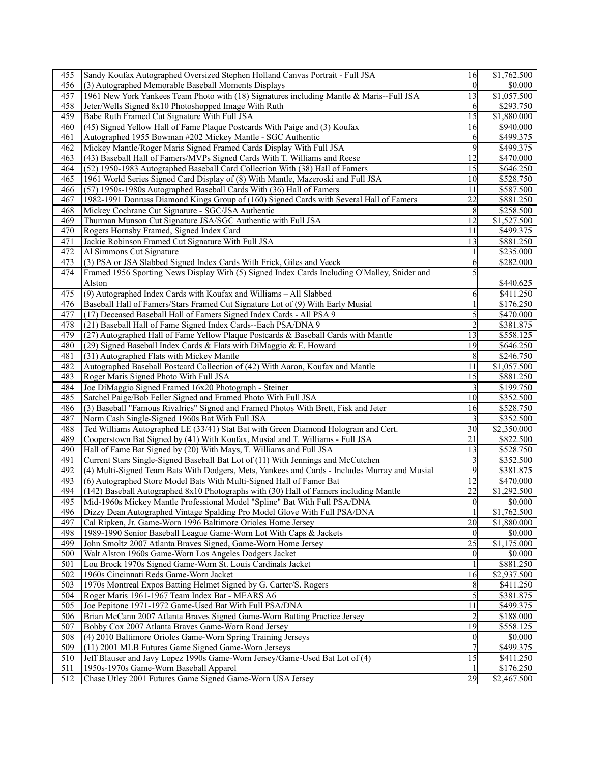| 455 | Sandy Koufax Autographed Oversized Stephen Holland Canvas Portrait - Full JSA | 16 | $1,762.500 |
|---|---|---|---|
| 456 | (3) Autographed Memorable Baseball Moments Displays | 0 | $0.000 |
| 457 | 1961 New York Yankees Team Photo with (18) Signatures including Mantle & Maris--Full JSA | 13 | $1,057.500 |
| 458 | Jeter/Wells Signed 8x10 Photoshopped Image With Ruth | 6 | $293.750 |
| 459 | Babe Ruth Framed Cut Signature With Full JSA | 15 | $1,880.000 |
| 460 | (45) Signed Yellow Hall of Fame Plaque Postcards With Paige and (3) Koufax | 16 | $940.000 |
| 461 | Autographed 1955 Bowman #202 Mickey Mantle - SGC Authentic | 6 | $499.375 |
| 462 | Mickey Mantle/Roger Maris Signed Framed Cards Display With Full JSA | 9 | $499.375 |
| 463 | (43) Baseball Hall of Famers/MVPs Signed Cards With T. Williams and Reese | 12 | $470.000 |
| 464 | (52) 1950-1983 Autographed Baseball Card Collection With (38) Hall of Famers | 15 | $646.250 |
| 465 | 1961 World Series Signed Card Display of (8) With Mantle, Mazeroski and Full JSA | 10 | $528.750 |
| 466 | (57) 1950s-1980s Autographed Baseball Cards With (36) Hall of Famers | 11 | $587.500 |
| 467 | 1982-1991 Donruss Diamond Kings Group of (160) Signed Cards with Several Hall of Famers | 22 | $881.250 |
| 468 | Mickey Cochrane Cut Signature - SGC/JSA Authentic | 8 | $258.500 |
| 469 | Thurman Munson Cut Signature JSA/SGC Authentic with Full JSA | 12 | $1,527.500 |
| 470 | Rogers Hornsby Framed, Signed Index Card | 11 | $499.375 |
| 471 | Jackie Robinson Framed Cut Signature With Full JSA | 13 | $881.250 |
| 472 | Al Simmons Cut Signature | 1 | $235.000 |
| 473 | (3) PSA or JSA Slabbed Signed Index Cards With Frick, Giles and Veeck | 6 | $282.000 |
| 474 | Framed 1956 Sporting News Display With (5) Signed Index Cards Including O'Malley, Snider and Alston | 5 | $440.625 |
| 475 | (9) Autographed Index Cards with Koufax and Williams – All Slabbed | 6 | $411.250 |
| 476 | Baseball Hall of Famers/Stars Framed Cut Signature Lot of (9) With Early Musial | 1 | $176.250 |
| 477 | (17) Deceased Baseball Hall of Famers Signed Index Cards - All PSA 9 | 5 | $470.000 |
| 478 | (21) Baseball Hall of Fame Signed Index Cards--Each PSA/DNA 9 | 2 | $381.875 |
| 479 | (27) Autographed Hall of Fame Yellow Plaque Postcards & Baseball Cards with Mantle | 13 | $558.125 |
| 480 | (29) Signed Baseball Index Cards & Flats with DiMaggio & E. Howard | 19 | $646.250 |
| 481 | (31) Autographed Flats with Mickey Mantle | 8 | $246.750 |
| 482 | Autographed Baseball Postcard Collection of (42) With Aaron, Koufax and Mantle | 11 | $1,057.500 |
| 483 | Roger Maris Signed Photo With Full JSA | 15 | $881.250 |
| 484 | Joe DiMaggio Signed Framed 16x20 Photograph - Steiner | 3 | $199.750 |
| 485 | Satchel Paige/Bob Feller Signed and Framed Photo With Full JSA | 10 | $352.500 |
| 486 | (3) Baseball "Famous Rivalries" Signed and Framed Photos With Brett, Fisk and Jeter | 16 | $528.750 |
| 487 | Norm Cash Single-Signed 1960s Bat With Full JSA | 3 | $352.500 |
| 488 | Ted Williams Autographed LE (33/41) Stat Bat with Green Diamond Hologram and Cert. | 30 | $2,350.000 |
| 489 | Cooperstown Bat Signed by (41) With Koufax, Musial and T. Williams - Full JSA | 21 | $822.500 |
| 490 | Hall of Fame Bat Signed by (20) With Mays, T. Williams and Full JSA | 13 | $528.750 |
| 491 | Current Stars Single-Signed Baseball Bat Lot of (11) With Jennings and McCutchen | 3 | $352.500 |
| 492 | (4) Multi-Signed Team Bats With Dodgers, Mets, Yankees and Cards - Includes Murray and Musial | 9 | $381.875 |
| 493 | (6) Autographed Store Model Bats With Multi-Signed Hall of Famer Bat | 12 | $470.000 |
| 494 | (142) Baseball Autographed 8x10 Photographs with (30) Hall of Famers including Mantle | 22 | $1,292.500 |
| 495 | Mid-1960s Mickey Mantle Professional Model "Spline" Bat With Full PSA/DNA | 0 | $0.000 |
| 496 | Dizzy Dean Autographed Vintage Spalding Pro Model Glove With Full PSA/DNA | 1 | $1,762.500 |
| 497 | Cal Ripken, Jr. Game-Worn 1996 Baltimore Orioles Home Jersey | 20 | $1,880.000 |
| 498 | 1989-1990 Senior Baseball League Game-Worn Lot With Caps & Jackets | 0 | $0.000 |
| 499 | John Smoltz 2007 Atlanta Braves Signed, Game-Worn Home Jersey | 25 | $1,175.000 |
| 500 | Walt Alston 1960s Game-Worn Los Angeles Dodgers Jacket | 0 | $0.000 |
| 501 | Lou Brock 1970s Signed Game-Worn St. Louis Cardinals Jacket | 1 | $881.250 |
| 502 | 1960s Cincinnati Reds Game-Worn Jacket | 16 | $2,937.500 |
| 503 | 1970s Montreal Expos Batting Helmet Signed by G. Carter/S. Rogers | 8 | $411.250 |
| 504 | Roger Maris 1961-1967 Team Index Bat - MEARS A6 | 5 | $381.875 |
| 505 | Joe Pepitone 1971-1972 Game-Used Bat With Full PSA/DNA | 11 | $499.375 |
| 506 | Brian McCann 2007 Atlanta Braves Signed Game-Worn Batting Practice Jersey | 2 | $188.000 |
| 507 | Bobby Cox 2007 Atlanta Braves Game-Worn Road Jersey | 19 | $558.125 |
| 508 | (4) 2010 Baltimore Orioles Game-Worn Spring Training Jerseys | 0 | $0.000 |
| 509 | (11) 2001 MLB Futures Game Signed Game-Worn Jerseys | 7 | $499.375 |
| 510 | Jeff Blauser and Javy Lopez 1990s Game-Worn Jersey/Game-Used Bat Lot of (4) | 15 | $411.250 |
| 511 | 1950s-1970s Game-Worn Baseball Apparel | 1 | $176.250 |
| 512 | Chase Utley 2001 Futures Game Signed Game-Worn USA Jersey | 29 | $2,467.500 |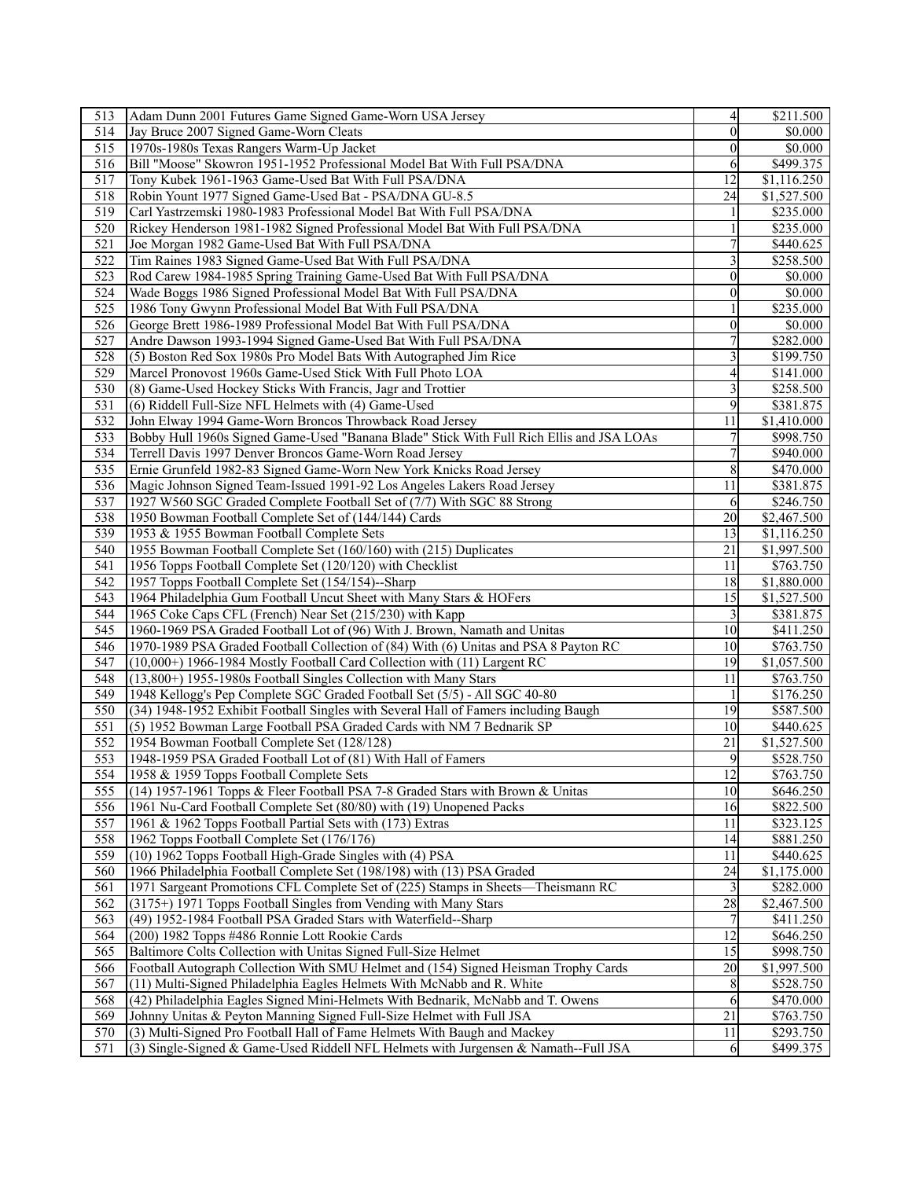| | | | |
|---|---|---|---|
| 513 | Adam Dunn 2001 Futures Game Signed Game-Worn USA Jersey | 4 | $211.500 |
| 514 | Jay Bruce 2007 Signed Game-Worn Cleats | 0 | $0.000 |
| 515 | 1970s-1980s Texas Rangers Warm-Up Jacket | 0 | $0.000 |
| 516 | Bill "Moose" Skowron 1951-1952 Professional Model Bat With Full PSA/DNA | 6 | $499.375 |
| 517 | Tony Kubek 1961-1963 Game-Used Bat With Full PSA/DNA | 12 | $1,116.250 |
| 518 | Robin Yount 1977 Signed Game-Used Bat - PSA/DNA GU-8.5 | 24 | $1,527.500 |
| 519 | Carl Yastrzemski 1980-1983 Professional Model Bat With Full PSA/DNA | 1 | $235.000 |
| 520 | Rickey Henderson 1981-1982 Signed Professional Model Bat With Full PSA/DNA | 1 | $235.000 |
| 521 | Joe Morgan 1982 Game-Used Bat With Full PSA/DNA | 7 | $440.625 |
| 522 | Tim Raines 1983 Signed Game-Used Bat With Full PSA/DNA | 3 | $258.500 |
| 523 | Rod Carew 1984-1985 Spring Training Game-Used Bat With Full PSA/DNA | 0 | $0.000 |
| 524 | Wade Boggs 1986 Signed Professional Model Bat With Full PSA/DNA | 0 | $0.000 |
| 525 | 1986 Tony Gwynn Professional Model Bat With Full PSA/DNA | 1 | $235.000 |
| 526 | George Brett 1986-1989 Professional Model Bat With Full PSA/DNA | 0 | $0.000 |
| 527 | Andre Dawson 1993-1994 Signed Game-Used Bat With Full PSA/DNA | 7 | $282.000 |
| 528 | (5) Boston Red Sox 1980s Pro Model Bats With Autographed Jim Rice | 3 | $199.750 |
| 529 | Marcel Pronovost 1960s Game-Used Stick With Full Photo LOA | 4 | $141.000 |
| 530 | (8) Game-Used Hockey Sticks With Francis, Jagr and Trottier | 3 | $258.500 |
| 531 | (6) Riddell Full-Size NFL Helmets with (4) Game-Used | 9 | $381.875 |
| 532 | John Elway 1994 Game-Worn Broncos Throwback Road Jersey | 11 | $1,410.000 |
| 533 | Bobby Hull 1960s Signed Game-Used "Banana Blade" Stick With Full Rich Ellis and JSA LOAs | 7 | $998.750 |
| 534 | Terrell Davis 1997 Denver Broncos Game-Worn Road Jersey | 7 | $940.000 |
| 535 | Ernie Grunfeld 1982-83 Signed Game-Worn New York Knicks Road Jersey | 8 | $470.000 |
| 536 | Magic Johnson Signed Team-Issued 1991-92 Los Angeles Lakers Road Jersey | 11 | $381.875 |
| 537 | 1927 W560 SGC Graded Complete Football Set of (7/7) With SGC 88 Strong | 6 | $246.750 |
| 538 | 1950 Bowman Football Complete Set of (144/144) Cards | 20 | $2,467.500 |
| 539 | 1953 & 1955 Bowman Football Complete Sets | 13 | $1,116.250 |
| 540 | 1955 Bowman Football Complete Set (160/160) with (215) Duplicates | 21 | $1,997.500 |
| 541 | 1956 Topps Football Complete Set (120/120) with Checklist | 11 | $763.750 |
| 542 | 1957 Topps Football Complete Set (154/154)--Sharp | 18 | $1,880.000 |
| 543 | 1964 Philadelphia Gum Football Uncut Sheet with Many Stars & HOFers | 15 | $1,527.500 |
| 544 | 1965 Coke Caps CFL (French) Near Set (215/230) with Kapp | 3 | $381.875 |
| 545 | 1960-1969 PSA Graded Football Lot of (96) With J. Brown, Namath and Unitas | 10 | $411.250 |
| 546 | 1970-1989 PSA Graded Football Collection of (84) With (6) Unitas and PSA 8 Payton RC | 10 | $763.750 |
| 547 | (10,000+) 1966-1984 Mostly Football Card Collection with (11) Largent RC | 19 | $1,057.500 |
| 548 | (13,800+) 1955-1980s Football Singles Collection with Many Stars | 11 | $763.750 |
| 549 | 1948 Kellogg's Pep Complete SGC Graded Football Set (5/5) - All SGC 40-80 | 1 | $176.250 |
| 550 | (34) 1948-1952 Exhibit Football Singles with Several Hall of Famers including Baugh | 19 | $587.500 |
| 551 | (5) 1952 Bowman Large Football PSA Graded Cards with NM 7 Bednarik SP | 10 | $440.625 |
| 552 | 1954 Bowman Football Complete Set (128/128) | 21 | $1,527.500 |
| 553 | 1948-1959 PSA Graded Football Lot of (81) With Hall of Famers | 9 | $528.750 |
| 554 | 1958 & 1959 Topps Football Complete Sets | 12 | $763.750 |
| 555 | (14) 1957-1961 Topps & Fleer Football PSA 7-8 Graded Stars with Brown & Unitas | 10 | $646.250 |
| 556 | 1961 Nu-Card Football Complete Set (80/80) with (19) Unopened Packs | 16 | $822.500 |
| 557 | 1961 & 1962 Topps Football Partial Sets with (173) Extras | 11 | $323.125 |
| 558 | 1962 Topps Football Complete Set (176/176) | 14 | $881.250 |
| 559 | (10) 1962 Topps Football High-Grade Singles with (4) PSA | 11 | $440.625 |
| 560 | 1966 Philadelphia Football Complete Set (198/198) with (13) PSA Graded | 24 | $1,175.000 |
| 561 | 1971 Sargeant Promotions CFL Complete Set of (225) Stamps in Sheets—Theismann RC | 3 | $282.000 |
| 562 | (3175+) 1971 Topps Football Singles from Vending with Many Stars | 28 | $2,467.500 |
| 563 | (49) 1952-1984 Football PSA Graded Stars with Waterfield--Sharp | 7 | $411.250 |
| 564 | (200) 1982 Topps #486 Ronnie Lott Rookie Cards | 12 | $646.250 |
| 565 | Baltimore Colts Collection with Unitas Signed Full-Size Helmet | 15 | $998.750 |
| 566 | Football Autograph Collection With SMU Helmet and (154) Signed Heisman Trophy Cards | 20 | $1,997.500 |
| 567 | (11) Multi-Signed Philadelphia Eagles Helmets With McNabb and R. White | 8 | $528.750 |
| 568 | (42) Philadelphia Eagles Signed Mini-Helmets With Bednarik, McNabb and T. Owens | 6 | $470.000 |
| 569 | Johnny Unitas & Peyton Manning Signed Full-Size Helmet with Full JSA | 21 | $763.750 |
| 570 | (3) Multi-Signed Pro Football Hall of Fame Helmets With Baugh and Mackey | 11 | $293.750 |
| 571 | (3) Single-Signed & Game-Used Riddell NFL Helmets with Jurgensen & Namath--Full JSA | 6 | $499.375 |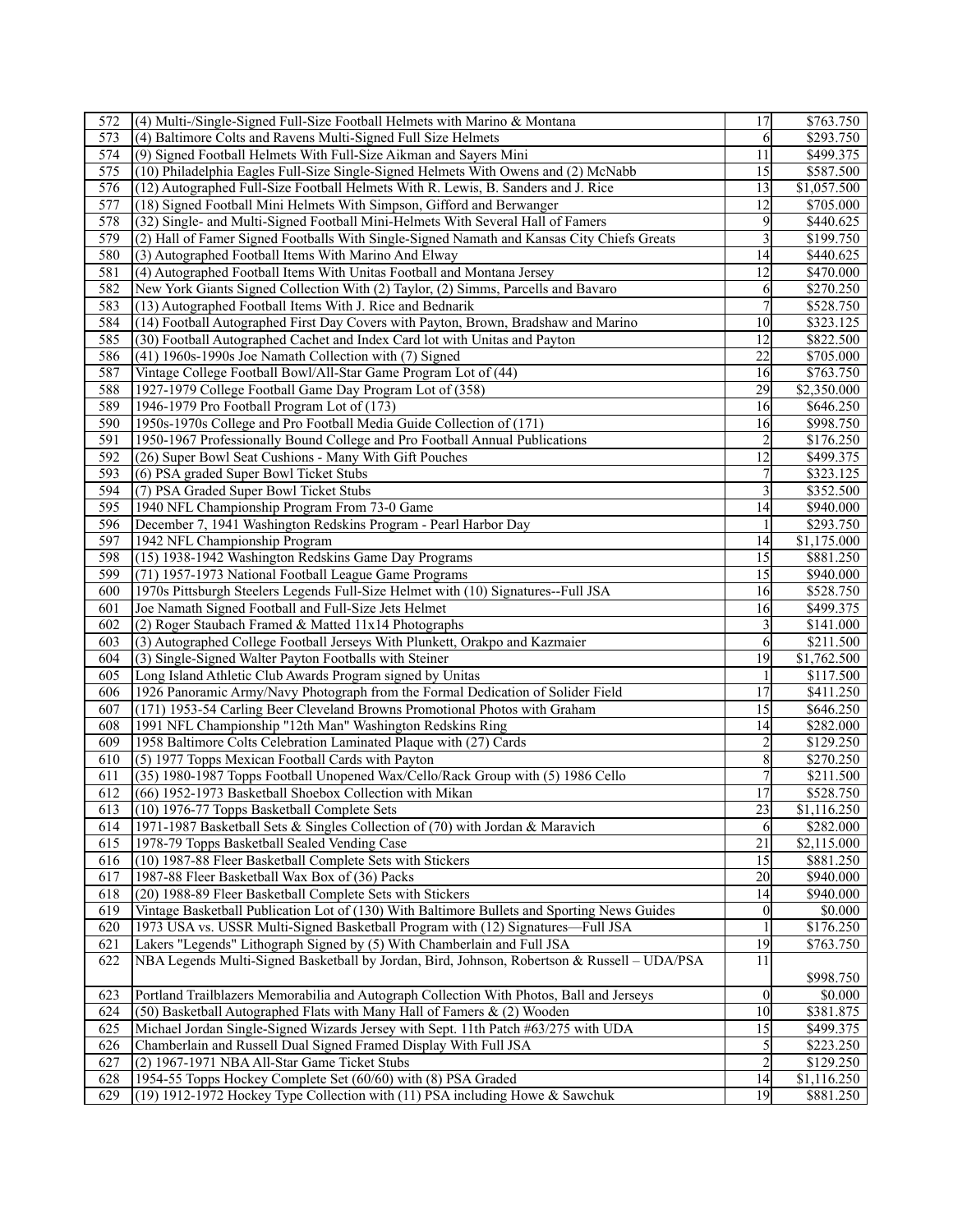| | | | |
|---|---|---|---|
| 572 | (4) Multi-/Single-Signed Full-Size Football Helmets with Marino & Montana | 17 | $763.750 |
| 573 | (4) Baltimore Colts and Ravens Multi-Signed Full Size Helmets | 6 | $293.750 |
| 574 | (9) Signed Football Helmets With Full-Size Aikman and Sayers Mini | 11 | $499.375 |
| 575 | (10) Philadelphia Eagles Full-Size Single-Signed Helmets With Owens and (2) McNabb | 15 | $587.500 |
| 576 | (12) Autographed Full-Size Football Helmets With R. Lewis, B. Sanders and J. Rice | 13 | $1,057.500 |
| 577 | (18) Signed Football Mini Helmets With Simpson, Gifford and Berwanger | 12 | $705.000 |
| 578 | (32) Single- and Multi-Signed Football Mini-Helmets With Several Hall of Famers | 9 | $440.625 |
| 579 | (2) Hall of Famer Signed Footballs With Single-Signed Namath and Kansas City Chiefs Greats | 3 | $199.750 |
| 580 | (3) Autographed Football Items With Marino And Elway | 14 | $440.625 |
| 581 | (4) Autographed Football Items With Unitas Football and Montana Jersey | 12 | $470.000 |
| 582 | New York Giants Signed Collection With (2) Taylor, (2) Simms, Parcells and Bavaro | 6 | $270.250 |
| 583 | (13) Autographed Football Items With J. Rice and Bednarik | 7 | $528.750 |
| 584 | (14) Football Autographed First Day Covers with Payton, Brown, Bradshaw and Marino | 10 | $323.125 |
| 585 | (30) Football Autographed Cachet and Index Card lot with Unitas and Payton | 12 | $822.500 |
| 586 | (41) 1960s-1990s Joe Namath Collection with (7) Signed | 22 | $705.000 |
| 587 | Vintage College Football Bowl/All-Star Game Program Lot of (44) | 16 | $763.750 |
| 588 | 1927-1979 College Football Game Day Program Lot of (358) | 29 | $2,350.000 |
| 589 | 1946-1979 Pro Football Program Lot of (173) | 16 | $646.250 |
| 590 | 1950s-1970s College and Pro Football Media Guide Collection of (171) | 16 | $998.750 |
| 591 | 1950-1967 Professionally Bound College and Pro Football Annual Publications | 2 | $176.250 |
| 592 | (26) Super Bowl Seat Cushions - Many With Gift Pouches | 12 | $499.375 |
| 593 | (6) PSA graded Super Bowl Ticket Stubs | 7 | $323.125 |
| 594 | (7) PSA Graded Super Bowl Ticket Stubs | 3 | $352.500 |
| 595 | 1940 NFL Championship Program From 73-0 Game | 14 | $940.000 |
| 596 | December 7, 1941 Washington Redskins Program - Pearl Harbor Day | 1 | $293.750 |
| 597 | 1942 NFL Championship Program | 14 | $1,175.000 |
| 598 | (15) 1938-1942 Washington Redskins Game Day Programs | 15 | $881.250 |
| 599 | (71) 1957-1973 National Football League Game Programs | 15 | $940.000 |
| 600 | 1970s Pittsburgh Steelers Legends Full-Size Helmet with (10) Signatures--Full JSA | 16 | $528.750 |
| 601 | Joe Namath Signed Football and Full-Size Jets Helmet | 16 | $499.375 |
| 602 | (2) Roger Staubach Framed & Matted 11x14 Photographs | 3 | $141.000 |
| 603 | (3) Autographed College Football Jerseys With Plunkett, Orakpo and Kazmaier | 6 | $211.500 |
| 604 | (3) Single-Signed Walter Payton Footballs with Steiner | 19 | $1,762.500 |
| 605 | Long Island Athletic Club Awards Program signed by Unitas | 1 | $117.500 |
| 606 | 1926 Panoramic Army/Navy Photograph from the Formal Dedication of Solider Field | 17 | $411.250 |
| 607 | (171) 1953-54 Carling Beer Cleveland Browns Promotional Photos with Graham | 15 | $646.250 |
| 608 | 1991 NFL Championship "12th Man" Washington Redskins Ring | 14 | $282.000 |
| 609 | 1958 Baltimore Colts Celebration Laminated Plaque with (27) Cards | 2 | $129.250 |
| 610 | (5) 1977 Topps Mexican Football Cards with Payton | 8 | $270.250 |
| 611 | (35) 1980-1987 Topps Football Unopened Wax/Cello/Rack Group with (5) 1986 Cello | 7 | $211.500 |
| 612 | (66) 1952-1973 Basketball Shoebox Collection with Mikan | 17 | $528.750 |
| 613 | (10) 1976-77 Topps Basketball Complete Sets | 23 | $1,116.250 |
| 614 | 1971-1987 Basketball Sets & Singles Collection of (70) with Jordan & Maravich | 6 | $282.000 |
| 615 | 1978-79 Topps Basketball Sealed Vending Case | 21 | $2,115.000 |
| 616 | (10) 1987-88 Fleer Basketball Complete Sets with Stickers | 15 | $881.250 |
| 617 | 1987-88 Fleer Basketball Wax Box of (36) Packs | 20 | $940.000 |
| 618 | (20) 1988-89 Fleer Basketball Complete Sets with Stickers | 14 | $940.000 |
| 619 | Vintage Basketball Publication Lot of (130) With Baltimore Bullets and Sporting News Guides | 0 | $0.000 |
| 620 | 1973 USA vs. USSR Multi-Signed Basketball Program with (12) Signatures—Full JSA | 1 | $176.250 |
| 621 | Lakers "Legends" Lithograph Signed by (5) With Chamberlain and Full JSA | 19 | $763.750 |
| 622 | NBA Legends Multi-Signed Basketball by Jordan, Bird, Johnson, Robertson & Russell – UDA/PSA | 11 | $998.750 |
| 623 | Portland Trailblazers Memorabilia and Autograph Collection With Photos, Ball and Jerseys | 0 | $0.000 |
| 624 | (50) Basketball Autographed Flats with Many Hall of Famers & (2) Wooden | 10 | $381.875 |
| 625 | Michael Jordan Single-Signed Wizards Jersey with Sept. 11th Patch #63/275 with UDA | 15 | $499.375 |
| 626 | Chamberlain and Russell Dual Signed Framed Display With Full JSA | 5 | $223.250 |
| 627 | (2) 1967-1971 NBA All-Star Game Ticket Stubs | 2 | $129.250 |
| 628 | 1954-55 Topps Hockey Complete Set (60/60) with (8) PSA Graded | 14 | $1,116.250 |
| 629 | (19) 1912-1972 Hockey Type Collection with (11) PSA including Howe & Sawchuk | 19 | $881.250 |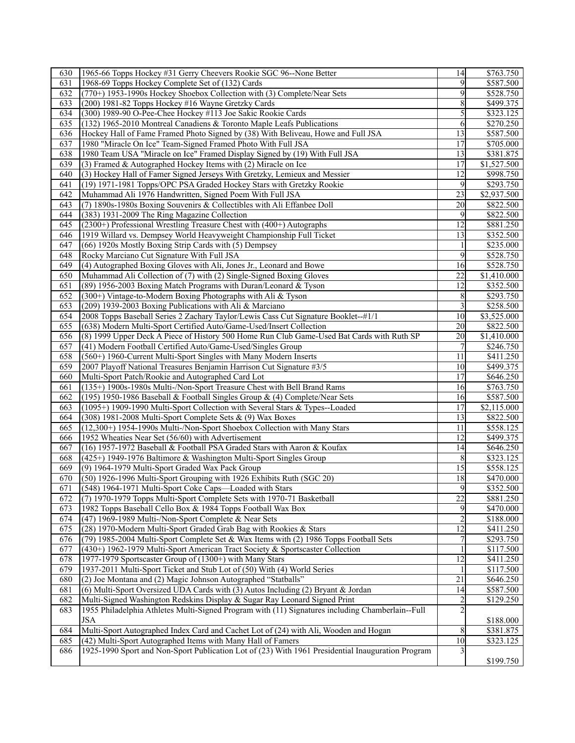| 630 | 1965-66 Topps Hockey #31 Gerry Cheevers Rookie SGC 96--None Better | 14 | \$763.750 |
|---|---|---|---|
| 631 | 1968-69 Topps Hockey Complete Set of (132) Cards | 9 | \$587.500 |
| 632 | (770+) 1953-1990s Hockey Shoebox Collection with (3) Complete/Near Sets | 9 | \$528.750 |
| 633 | (200) 1981-82 Topps Hockey #16 Wayne Gretzky Cards | 8 | \$499.375 |
| 634 | (300) 1989-90 O-Pee-Chee Hockey #113 Joe Sakic Rookie Cards | 5 | \$323.125 |
| 635 | (132) 1965-2010 Montreal Canadiens & Toronto Maple Leafs Publications | 6 | \$270.250 |
| 636 | Hockey Hall of Fame Framed Photo Signed by (38) With Beliveau, Howe and Full JSA | 13 | \$587.500 |
| 637 | 1980 "Miracle On Ice" Team-Signed Framed Photo With Full JSA | 17 | \$705.000 |
| 638 | 1980 Team USA "Miracle on Ice" Framed Display Signed by (19) With Full JSA | 13 | \$381.875 |
| 639 | (3) Framed & Autographed Hockey Items with (2) Miracle on Ice | 17 | \$1,527.500 |
| 640 | (3) Hockey Hall of Famer Signed Jerseys With Gretzky, Lemieux and Messier | 12 | \$998.750 |
| 641 | (19) 1971-1981 Topps/OPC PSA Graded Hockey Stars with Gretzky Rookie | 9 | \$293.750 |
| 642 | Muhammad Ali 1976 Handwritten, Signed Poem With Full JSA | 23 | \$2,937.500 |
| 643 | (7) 1890s-1980s Boxing Souvenirs & Collectibles with Ali Effanbee Doll | 20 | \$822.500 |
| 644 | (383) 1931-2009 The Ring Magazine Collection | 9 | \$822.500 |
| 645 | (2300+) Professional Wrestling Treasure Chest with (400+) Autographs | 12 | \$881.250 |
| 646 | 1919 Willard vs. Dempsey World Heavyweight Championship Full Ticket | 13 | \$352.500 |
| 647 | (66) 1920s Mostly Boxing Strip Cards with (5) Dempsey | 1 | \$235.000 |
| 648 | Rocky Marciano Cut Signature With Full JSA | 9 | \$528.750 |
| 649 | (4) Autographed Boxing Gloves with Ali, Jones Jr., Leonard and Bowe | 16 | \$528.750 |
| 650 | Muhammad Ali Collection of (7) with (2) Single-Signed Boxing Gloves | 22 | \$1,410.000 |
| 651 | (89) 1956-2003 Boxing Match Programs with Duran/Leonard & Tyson | 12 | \$352.500 |
| 652 | (300+) Vintage-to-Modern Boxing Photographs with Ali & Tyson | 8 | \$293.750 |
| 653 | (209) 1939-2003 Boxing Publications with Ali & Marciano | 3 | \$258.500 |
| 654 | 2008 Topps Baseball Series 2 Zachary Taylor/Lewis Cass Cut Signature Booklet--#1/1 | 10 | \$3,525.000 |
| 655 | (638) Modern Multi-Sport Certified Auto/Game-Used/Insert Collection | 20 | \$822.500 |
| 656 | (8) 1999 Upper Deck A Piece of History 500 Home Run Club Game-Used Bat Cards with Ruth SP | 20 | \$1,410.000 |
| 657 | (41) Modern Football Certified Auto/Game-Used/Singles Group | 7 | \$246.750 |
| 658 | (560+) 1960-Current Multi-Sport Singles with Many Modern Inserts | 11 | \$411.250 |
| 659 | 2007 Playoff National Treasures Benjamin Harrison Cut Signature #3/5 | 10 | \$499.375 |
| 660 | Multi-Sport Patch/Rookie and Autographed Card Lot | 17 | \$646.250 |
| 661 | (135+) 1900s-1980s Multi-/Non-Sport Treasure Chest with Bell Brand Rams | 16 | \$763.750 |
| 662 | (195) 1950-1986 Baseball & Football Singles Group & (4) Complete/Near Sets | 16 | \$587.500 |
| 663 | (1095+) 1909-1990 Multi-Sport Collection with Several Stars & Types--Loaded | 17 | \$2,115.000 |
| 664 | (308) 1981-2008 Multi-Sport Complete Sets & (9) Wax Boxes | 13 | \$822.500 |
| 665 | (12,300+) 1954-1990s Multi-/Non-Sport Shoebox Collection with Many Stars | 11 | \$558.125 |
| 666 | 1952 Wheaties Near Set (56/60) with Advertisement | 12 | \$499.375 |
| 667 | (16) 1957-1972 Baseball & Football PSA Graded Stars with Aaron & Koufax | 14 | \$646.250 |
| 668 | (425+) 1949-1976 Baltimore & Washington Multi-Sport Singles Group | 8 | \$323.125 |
| 669 | (9) 1964-1979 Multi-Sport Graded Wax Pack Group | 15 | \$558.125 |
| 670 | (50) 1926-1996 Multi-Sport Grouping with 1926 Exhibits Ruth (SGC 20) | 18 | \$470.000 |
| 671 | (548) 1964-1971 Multi-Sport Coke Caps—Loaded with Stars | 9 | \$352.500 |
| 672 | (7) 1970-1979 Topps Multi-Sport Complete Sets with 1970-71 Basketball | 22 | \$881.250 |
| 673 | 1982 Topps Baseball Cello Box & 1984 Topps Football Wax Box | 9 | \$470.000 |
| 674 | (47) 1969-1989 Multi-/Non-Sport Complete & Near Sets | 2 | \$188.000 |
| 675 | (28) 1970-Modern Multi-Sport Graded Grab Bag with Rookies & Stars | 12 | \$411.250 |
| 676 | (79) 1985-2004 Multi-Sport Complete Set & Wax Items with (2) 1986 Topps Football Sets | 7 | \$293.750 |
| 677 | (430+) 1962-1979 Multi-Sport American Tract Society & Sportscaster Collection | 1 | \$117.500 |
| 678 | 1977-1979 Sportscaster Group of (1300+) with Many Stars | 12 | \$411.250 |
| 679 | 1937-2011 Multi-Sport Ticket and Stub Lot of (50) With (4) World Series | 1 | \$117.500 |
| 680 | (2) Joe Montana and (2) Magic Johnson Autographed "Statballs" | 21 | \$646.250 |
| 681 | (6) Multi-Sport Oversized UDA Cards with (3) Autos Including (2) Bryant & Jordan | 14 | \$587.500 |
| 682 | Multi-Signed Washington Redskins Display & Sugar Ray Leonard Signed Print | 2 | \$129.250 |
| 683 | 1955 Philadelphia Athletes Multi-Signed Program with (11) Signatures including Chamberlain--Full JSA | 2 | \$188.000 |
| 684 | Multi-Sport Autographed Index Card and Cachet Lot of (24) with Ali, Wooden and Hogan | 8 | \$381.875 |
| 685 | (42) Multi-Sport Autographed Items with Many Hall of Famers | 10 | \$323.125 |
| 686 | 1925-1990 Sport and Non-Sport Publication Lot of (23) With 1961 Presidential Inauguration Program | 3 | \$199.750 |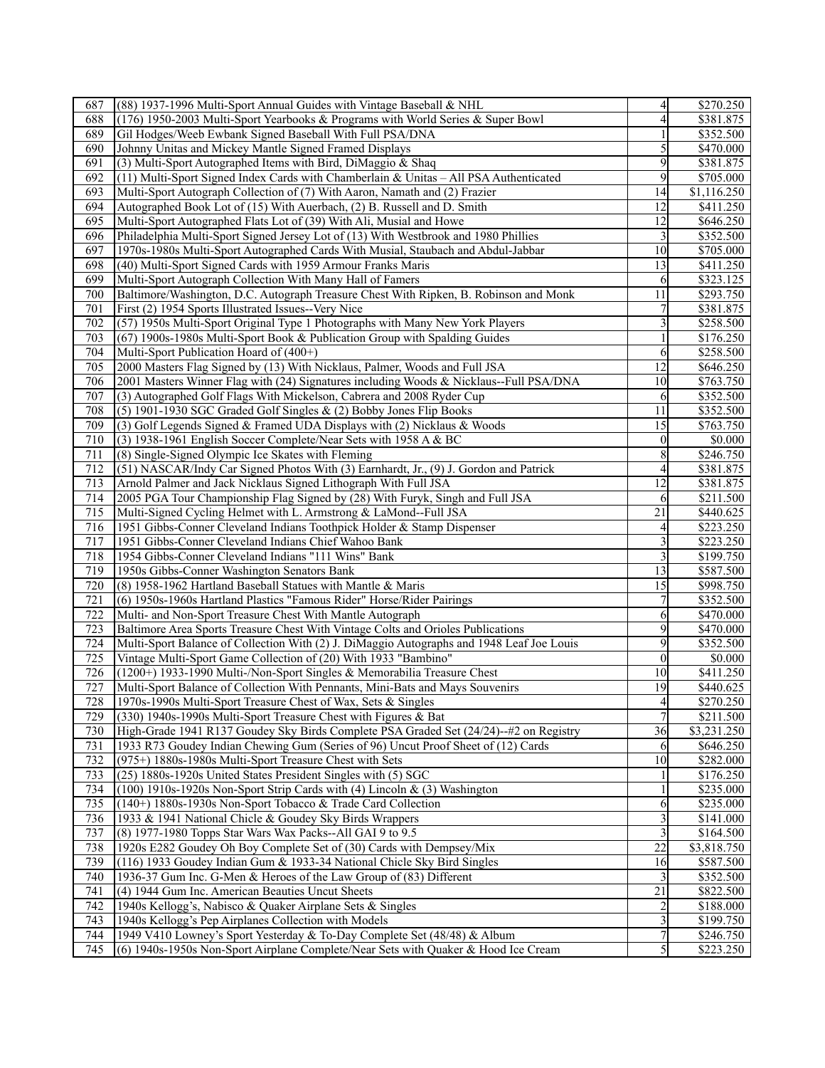| | | | |
|---|---|---|---|
| 687 | (88) 1937-1996 Multi-Sport Annual Guides with Vintage Baseball & NHL | 4 | $270.250 |
| 688 | (176) 1950-2003 Multi-Sport Yearbooks & Programs with World Series & Super Bowl | 4 | $381.875 |
| 689 | Gil Hodges/Weeb Ewbank Signed Baseball With Full PSA/DNA | 1 | $352.500 |
| 690 | Johnny Unitas and Mickey Mantle Signed Framed Displays | 5 | $470.000 |
| 691 | (3) Multi-Sport Autographed Items with Bird, DiMaggio & Shaq | 9 | $381.875 |
| 692 | (11) Multi-Sport Signed Index Cards with Chamberlain & Unitas – All PSA Authenticated | 9 | $705.000 |
| 693 | Multi-Sport Autograph Collection of (7) With Aaron, Namath and (2) Frazier | 14 | $1,116.250 |
| 694 | Autographed Book Lot of (15) With Auerbach, (2) B. Russell and D. Smith | 12 | $411.250 |
| 695 | Multi-Sport Autographed Flats Lot of (39) With Ali, Musial and Howe | 12 | $646.250 |
| 696 | Philadelphia Multi-Sport Signed Jersey Lot of (13) With Westbrook and 1980 Phillies | 3 | $352.500 |
| 697 | 1970s-1980s Multi-Sport Autographed Cards With Musial, Staubach and Abdul-Jabbar | 10 | $705.000 |
| 698 | (40) Multi-Sport Signed Cards with 1959 Armour Franks Maris | 13 | $411.250 |
| 699 | Multi-Sport Autograph Collection With Many Hall of Famers | 6 | $323.125 |
| 700 | Baltimore/Washington, D.C. Autograph Treasure Chest With Ripken, B. Robinson and Monk | 11 | $293.750 |
| 701 | First (2) 1954 Sports Illustrated Issues--Very Nice | 7 | $381.875 |
| 702 | (57) 1950s Multi-Sport Original Type 1 Photographs with Many New York Players | 3 | $258.500 |
| 703 | (67) 1900s-1980s Multi-Sport Book & Publication Group with Spalding Guides | 1 | $176.250 |
| 704 | Multi-Sport Publication Hoard of (400+) | 6 | $258.500 |
| 705 | 2000 Masters Flag Signed by (13) With Nicklaus, Palmer, Woods and Full JSA | 12 | $646.250 |
| 706 | 2001 Masters Winner Flag with (24) Signatures including Woods & Nicklaus--Full PSA/DNA | 10 | $763.750 |
| 707 | (3) Autographed Golf Flags With Mickelson, Cabrera and 2008 Ryder Cup | 6 | $352.500 |
| 708 | (5) 1901-1930 SGC Graded Golf Singles & (2) Bobby Jones Flip Books | 11 | $352.500 |
| 709 | (3) Golf Legends Signed & Framed UDA Displays with (2) Nicklaus & Woods | 15 | $763.750 |
| 710 | (3) 1938-1961 English Soccer Complete/Near Sets with 1958 A & BC | 0 | $0.000 |
| 711 | (8) Single-Signed Olympic Ice Skates with Fleming | 8 | $246.750 |
| 712 | (51) NASCAR/Indy Car Signed Photos With (3) Earnhardt, Jr., (9) J. Gordon and Patrick | 4 | $381.875 |
| 713 | Arnold Palmer and Jack Nicklaus Signed Lithograph With Full JSA | 12 | $381.875 |
| 714 | 2005 PGA Tour Championship Flag Signed by (28) With Furyk, Singh and Full JSA | 6 | $211.500 |
| 715 | Multi-Signed Cycling Helmet with L. Armstrong & LaMond--Full JSA | 21 | $440.625 |
| 716 | 1951 Gibbs-Conner Cleveland Indians Toothpick Holder & Stamp Dispenser | 4 | $223.250 |
| 717 | 1951 Gibbs-Conner Cleveland Indians Chief Wahoo Bank | 3 | $223.250 |
| 718 | 1954 Gibbs-Conner Cleveland Indians "111 Wins" Bank | 3 | $199.750 |
| 719 | 1950s Gibbs-Conner Washington Senators Bank | 13 | $587.500 |
| 720 | (8) 1958-1962 Hartland Baseball Statues with Mantle & Maris | 15 | $998.750 |
| 721 | (6) 1950s-1960s Hartland Plastics "Famous Rider" Horse/Rider Pairings | 7 | $352.500 |
| 722 | Multi- and Non-Sport Treasure Chest With Mantle Autograph | 6 | $470.000 |
| 723 | Baltimore Area Sports Treasure Chest With Vintage Colts and Orioles Publications | 9 | $470.000 |
| 724 | Multi-Sport Balance of Collection With (2) J. DiMaggio Autographs and 1948 Leaf Joe Louis | 9 | $352.500 |
| 725 | Vintage Multi-Sport Game Collection of (20) With 1933 "Bambino" | 0 | $0.000 |
| 726 | (1200+) 1933-1990 Multi-/Non-Sport Singles & Memorabilia Treasure Chest | 10 | $411.250 |
| 727 | Multi-Sport Balance of Collection With Pennants, Mini-Bats and Mays Souvenirs | 19 | $440.625 |
| 728 | 1970s-1990s Multi-Sport Treasure Chest of Wax, Sets & Singles | 4 | $270.250 |
| 729 | (330) 1940s-1990s Multi-Sport Treasure Chest with Figures & Bat | 7 | $211.500 |
| 730 | High-Grade 1941 R137 Goudey Sky Birds Complete PSA Graded Set (24/24)--#2 on Registry | 36 | $3,231.250 |
| 731 | 1933 R73 Goudey Indian Chewing Gum (Series of 96) Uncut Proof Sheet of (12) Cards | 6 | $646.250 |
| 732 | (975+) 1880s-1980s Multi-Sport Treasure Chest with Sets | 10 | $282.000 |
| 733 | (25) 1880s-1920s United States President Singles with (5) SGC | 1 | $176.250 |
| 734 | (100) 1910s-1920s Non-Sport Strip Cards with (4) Lincoln & (3) Washington | 1 | $235.000 |
| 735 | (140+) 1880s-1930s Non-Sport Tobacco & Trade Card Collection | 6 | $235.000 |
| 736 | 1933 & 1941 National Chicle & Goudey Sky Birds Wrappers | 3 | $141.000 |
| 737 | (8) 1977-1980 Topps Star Wars Wax Packs--All GAI 9 to 9.5 | 3 | $164.500 |
| 738 | 1920s E282 Goudey Oh Boy Complete Set of (30) Cards with Dempsey/Mix | 22 | $3,818.750 |
| 739 | (116) 1933 Goudey Indian Gum & 1933-34 National Chicle Sky Bird Singles | 16 | $587.500 |
| 740 | 1936-37 Gum Inc. G-Men & Heroes of the Law Group of (83) Different | 3 | $352.500 |
| 741 | (4) 1944 Gum Inc. American Beauties Uncut Sheets | 21 | $822.500 |
| 742 | 1940s Kellogg's, Nabisco & Quaker Airplane Sets & Singles | 2 | $188.000 |
| 743 | 1940s Kellogg's Pep Airplanes Collection with Models | 3 | $199.750 |
| 744 | 1949 V410 Lowney's Sport Yesterday & To-Day Complete Set (48/48) & Album | 7 | $246.750 |
| 745 | (6) 1940s-1950s Non-Sport Airplane Complete/Near Sets with Quaker & Hood Ice Cream | 5 | $223.250 |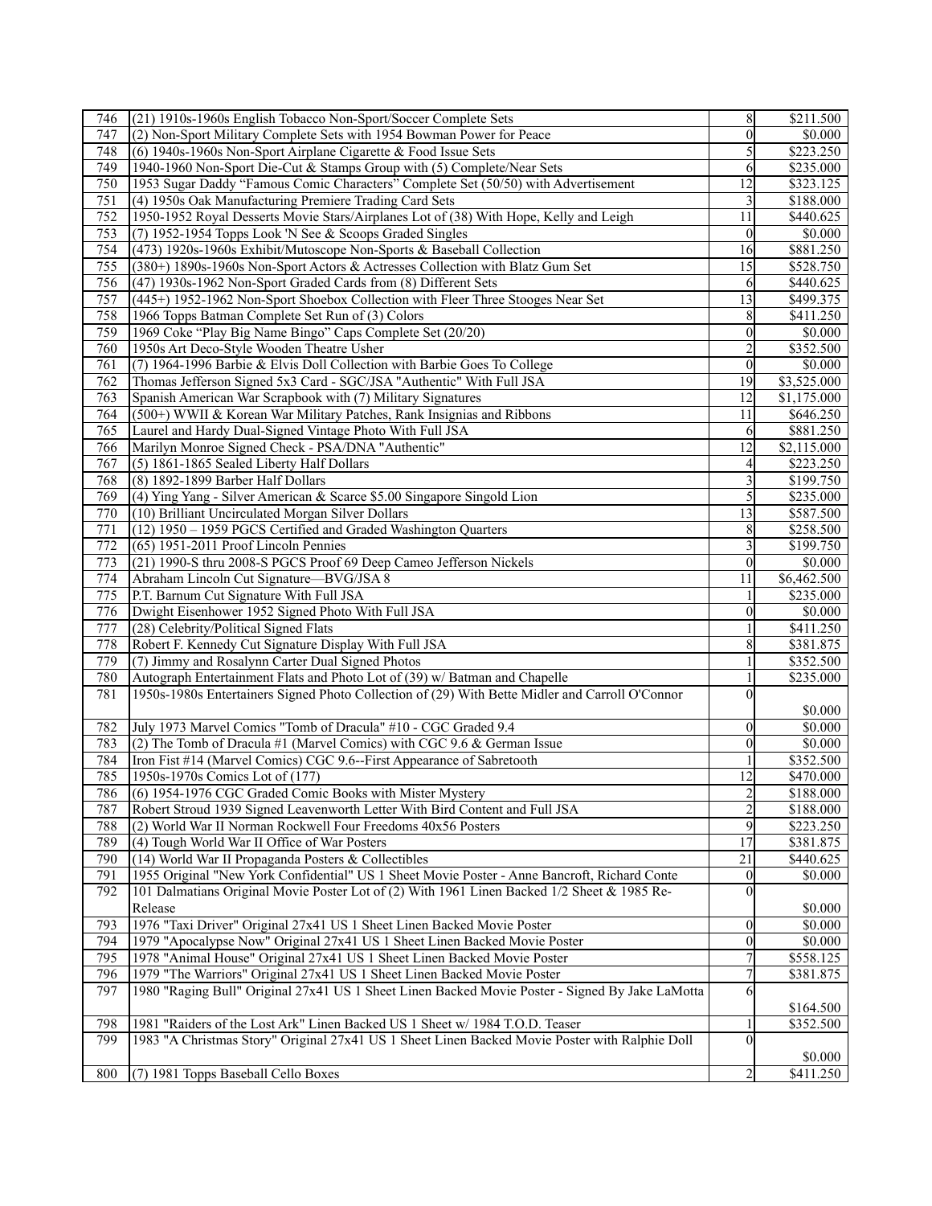| 746 | (21) 1910s-1960s English Tobacco Non-Sport/Soccer Complete Sets | 8 | $211.500 |
|---|---|---|---|
| 747 | (2) Non-Sport Military Complete Sets with 1954 Bowman Power for Peace | 0 | $0.000 |
| 748 | (6) 1940s-1960s Non-Sport Airplane Cigarette & Food Issue Sets | 5 | $223.250 |
| 749 | 1940-1960 Non-Sport Die-Cut & Stamps Group with (5) Complete/Near Sets | 6 | $235.000 |
| 750 | 1953 Sugar Daddy "Famous Comic Characters" Complete Set (50/50) with Advertisement | 12 | $323.125 |
| 751 | (4) 1950s Oak Manufacturing Premiere Trading Card Sets | 3 | $188.000 |
| 752 | 1950-1952 Royal Desserts Movie Stars/Airplanes Lot of (38) With Hope, Kelly and Leigh | 11 | $440.625 |
| 753 | (7) 1952-1954 Topps Look 'N See & Scoops Graded Singles | 0 | $0.000 |
| 754 | (473) 1920s-1960s Exhibit/Mutoscope Non-Sports & Baseball Collection | 16 | $881.250 |
| 755 | (380+) 1890s-1960s Non-Sport Actors & Actresses Collection with Blatz Gum Set | 15 | $528.750 |
| 756 | (47) 1930s-1962 Non-Sport Graded Cards from (8) Different Sets | 6 | $440.625 |
| 757 | (445+) 1952-1962 Non-Sport Shoebox Collection with Fleer Three Stooges Near Set | 13 | $499.375 |
| 758 | 1966 Topps Batman Complete Set Run of (3) Colors | 8 | $411.250 |
| 759 | 1969 Coke "Play Big Name Bingo" Caps Complete Set (20/20) | 0 | $0.000 |
| 760 | 1950s Art Deco-Style Wooden Theatre Usher | 2 | $352.500 |
| 761 | (7) 1964-1996 Barbie & Elvis Doll Collection with Barbie Goes To College | 0 | $0.000 |
| 762 | Thomas Jefferson Signed 5x3 Card - SGC/JSA "Authentic" With Full JSA | 19 | $3,525.000 |
| 763 | Spanish American War Scrapbook with (7) Military Signatures | 12 | $1,175.000 |
| 764 | (500+) WWII & Korean War Military Patches, Rank Insignias and Ribbons | 11 | $646.250 |
| 765 | Laurel and Hardy Dual-Signed Vintage Photo With Full JSA | 6 | $881.250 |
| 766 | Marilyn Monroe Signed Check - PSA/DNA "Authentic" | 12 | $2,115.000 |
| 767 | (5) 1861-1865 Sealed Liberty Half Dollars | 4 | $223.250 |
| 768 | (8) 1892-1899 Barber Half Dollars | 3 | $199.750 |
| 769 | (4) Ying Yang - Silver American & Scarce $5.00 Singapore Singold Lion | 5 | $235.000 |
| 770 | (10) Brilliant Uncirculated Morgan Silver Dollars | 13 | $587.500 |
| 771 | (12) 1950 – 1959 PGCS Certified and Graded Washington Quarters | 8 | $258.500 |
| 772 | (65) 1951-2011 Proof Lincoln Pennies | 3 | $199.750 |
| 773 | (21) 1990-S thru 2008-S PGCS Proof 69 Deep Cameo Jefferson Nickels | 0 | $0.000 |
| 774 | Abraham Lincoln Cut Signature—BVG/JSA 8 | 11 | $6,462.500 |
| 775 | P.T. Barnum Cut Signature With Full JSA | 1 | $235.000 |
| 776 | Dwight Eisenhower 1952 Signed Photo With Full JSA | 0 | $0.000 |
| 777 | (28) Celebrity/Political Signed Flats | 1 | $411.250 |
| 778 | Robert F. Kennedy Cut Signature Display With Full JSA | 8 | $381.875 |
| 779 | (7) Jimmy and Rosalynn Carter Dual Signed Photos | 1 | $352.500 |
| 780 | Autograph Entertainment Flats and Photo Lot of (39) w/ Batman and Chapelle | 1 | $235.000 |
| 781 | 1950s-1980s Entertainers Signed Photo Collection of (29) With Bette Midler and Carroll O'Connor | 0 | $0.000 |
| 782 | July 1973 Marvel Comics "Tomb of Dracula" #10 - CGC Graded 9.4 | 0 | $0.000 |
| 783 | (2) The Tomb of Dracula #1 (Marvel Comics) with CGC 9.6 & German Issue | 0 | $0.000 |
| 784 | Iron Fist #14 (Marvel Comics) CGC 9.6--First Appearance of Sabretooth | 1 | $352.500 |
| 785 | 1950s-1970s Comics Lot of (177) | 12 | $470.000 |
| 786 | (6) 1954-1976 CGC Graded Comic Books with Mister Mystery | 2 | $188.000 |
| 787 | Robert Stroud 1939 Signed Leavenworth Letter With Bird Content and Full JSA | 2 | $188.000 |
| 788 | (2) World War II Norman Rockwell Four Freedoms 40x56 Posters | 9 | $223.250 |
| 789 | (4) Tough World War II Office of War Posters | 17 | $381.875 |
| 790 | (14) World War II Propaganda Posters & Collectibles | 21 | $440.625 |
| 791 | 1955 Original "New York Confidential" US 1 Sheet Movie Poster - Anne Bancroft, Richard Conte | 0 | $0.000 |
| 792 | 101 Dalmatians Original Movie Poster Lot of (2) With 1961 Linen Backed 1/2 Sheet & 1985 Re-Release | 0 | $0.000 |
| 793 | 1976 "Taxi Driver" Original 27x41 US 1 Sheet Linen Backed Movie Poster | 0 | $0.000 |
| 794 | 1979 "Apocalypse Now" Original 27x41 US 1 Sheet Linen Backed Movie Poster | 0 | $0.000 |
| 795 | 1978 "Animal House" Original 27x41 US 1 Sheet Linen Backed Movie Poster | 7 | $558.125 |
| 796 | 1979 "The Warriors" Original 27x41 US 1 Sheet Linen Backed Movie Poster | 7 | $381.875 |
| 797 | 1980 "Raging Bull" Original 27x41 US 1 Sheet Linen Backed Movie Poster - Signed By Jake LaMotta | 6 | $164.500 |
| 798 | 1981 "Raiders of the Lost Ark" Linen Backed US 1 Sheet w/ 1984 T.O.D. Teaser | 1 | $352.500 |
| 799 | 1983 "A Christmas Story" Original 27x41 US 1 Sheet Linen Backed Movie Poster with Ralphie Doll | 0 | $0.000 |
| 800 | (7) 1981 Topps Baseball Cello Boxes | 2 | $411.250 |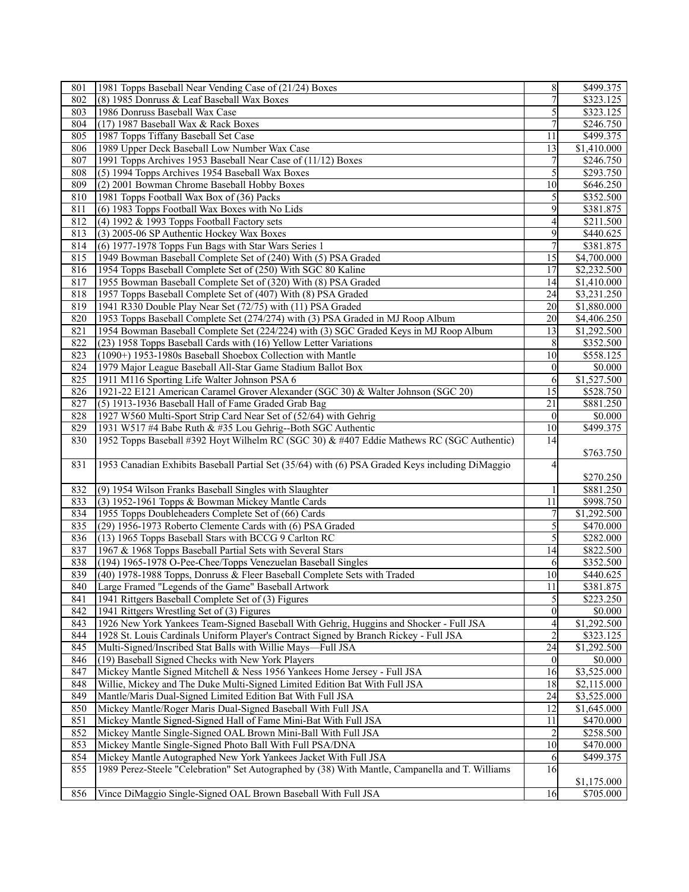| | | | |
|---|---|---|---|
| 801 | 1981 Topps Baseball Near Vending Case of (21/24) Boxes | 8 | $499.375 |
| 802 | (8) 1985 Donruss & Leaf Baseball Wax Boxes | 7 | $323.125 |
| 803 | 1986 Donruss Baseball Wax Case | 5 | $323.125 |
| 804 | (17) 1987 Baseball Wax & Rack Boxes | 7 | $246.750 |
| 805 | 1987 Topps Tiffany Baseball Set Case | 11 | $499.375 |
| 806 | 1989 Upper Deck Baseball Low Number Wax Case | 13 | $1,410.000 |
| 807 | 1991 Topps Archives 1953 Baseball Near Case of (11/12) Boxes | 7 | $246.750 |
| 808 | (5) 1994 Topps Archives 1954 Baseball Wax Boxes | 5 | $293.750 |
| 809 | (2) 2001 Bowman Chrome Baseball Hobby Boxes | 10 | $646.250 |
| 810 | 1981 Topps Football Wax Box of (36) Packs | 5 | $352.500 |
| 811 | (6) 1983 Topps Football Wax Boxes with No Lids | 9 | $381.875 |
| 812 | (4) 1992 & 1993 Topps Football Factory sets | 4 | $211.500 |
| 813 | (3) 2005-06 SP Authentic Hockey Wax Boxes | 9 | $440.625 |
| 814 | (6) 1977-1978 Topps Fun Bags with Star Wars Series 1 | 7 | $381.875 |
| 815 | 1949 Bowman Baseball Complete Set of (240) With (5) PSA Graded | 15 | $4,700.000 |
| 816 | 1954 Topps Baseball Complete Set of (250) With SGC 80 Kaline | 17 | $2,232.500 |
| 817 | 1955 Bowman Baseball Complete Set of (320) With (8) PSA Graded | 14 | $1,410.000 |
| 818 | 1957 Topps Baseball Complete Set of (407) With (8) PSA Graded | 24 | $3,231.250 |
| 819 | 1941 R330 Double Play Near Set (72/75) with (11) PSA Graded | 20 | $1,880.000 |
| 820 | 1953 Topps Baseball Complete Set (274/274) with (3) PSA Graded in MJ Roop Album | 20 | $4,406.250 |
| 821 | 1954 Bowman Baseball Complete Set (224/224) with (3) SGC Graded Keys in MJ Roop Album | 13 | $1,292.500 |
| 822 | (23) 1958 Topps Baseball Cards with (16) Yellow Letter Variations | 8 | $352.500 |
| 823 | (1090+) 1953-1980s Baseball Shoebox Collection with Mantle | 10 | $558.125 |
| 824 | 1979 Major League Baseball All-Star Game Stadium Ballot Box | 0 | $0.000 |
| 825 | 1911 M116 Sporting Life Walter Johnson PSA 6 | 6 | $1,527.500 |
| 826 | 1921-22 E121 American Caramel Grover Alexander (SGC 30) & Walter Johnson (SGC 20) | 15 | $528.750 |
| 827 | (5) 1913-1936 Baseball Hall of Fame Graded Grab Bag | 21 | $881.250 |
| 828 | 1927 W560 Multi-Sport Strip Card Near Set of (52/64) with Gehrig | 0 | $0.000 |
| 829 | 1931 W517 #4 Babe Ruth & #35 Lou Gehrig--Both SGC Authentic | 10 | $499.375 |
| 830 | 1952 Topps Baseball #392 Hoyt Wilhelm RC (SGC 30) & #407 Eddie Mathews RC (SGC Authentic) | 14 | $763.750 |
| 831 | 1953 Canadian Exhibits Baseball Partial Set (35/64) with (6) PSA Graded Keys including DiMaggio | 4 | $270.250 |
| 832 | (9) 1954 Wilson Franks Baseball Singles with Slaughter | 1 | $881.250 |
| 833 | (3) 1952-1961 Topps & Bowman Mickey Mantle Cards | 11 | $998.750 |
| 834 | 1955 Topps Doubleheaders Complete Set of (66) Cards | 7 | $1,292.500 |
| 835 | (29) 1956-1973 Roberto Clemente Cards with (6) PSA Graded | 5 | $470.000 |
| 836 | (13) 1965 Topps Baseball Stars with BCCG 9 Carlton RC | 5 | $282.000 |
| 837 | 1967 & 1968 Topps Baseball Partial Sets with Several Stars | 14 | $822.500 |
| 838 | (194) 1965-1978 O-Pee-Chee/Topps Venezuelan Baseball Singles | 6 | $352.500 |
| 839 | (40) 1978-1988 Topps, Donruss & Fleer Baseball Complete Sets with Traded | 10 | $440.625 |
| 840 | Large Framed "Legends of the Game" Baseball Artwork | 11 | $381.875 |
| 841 | 1941 Rittgers Baseball Complete Set of (3) Figures | 5 | $223.250 |
| 842 | 1941 Rittgers Wrestling Set of (3) Figures | 0 | $0.000 |
| 843 | 1926 New York Yankees Team-Signed Baseball With Gehrig, Huggins and Shocker - Full JSA | 4 | $1,292.500 |
| 844 | 1928 St. Louis Cardinals Uniform Player's Contract Signed by Branch Rickey - Full JSA | 2 | $323.125 |
| 845 | Multi-Signed/Inscribed Stat Balls with Willie Mays—Full JSA | 24 | $1,292.500 |
| 846 | (19) Baseball Signed Checks with New York Players | 0 | $0.000 |
| 847 | Mickey Mantle Signed Mitchell & Ness 1956 Yankees Home Jersey - Full JSA | 16 | $3,525.000 |
| 848 | Willie, Mickey and The Duke Multi-Signed Limited Edition Bat With Full JSA | 18 | $2,115.000 |
| 849 | Mantle/Maris Dual-Signed Limited Edition Bat With Full JSA | 24 | $3,525.000 |
| 850 | Mickey Mantle/Roger Maris Dual-Signed Baseball With Full JSA | 12 | $1,645.000 |
| 851 | Mickey Mantle Signed-Signed Hall of Fame Mini-Bat With Full JSA | 11 | $470.000 |
| 852 | Mickey Mantle Single-Signed OAL Brown Mini-Ball With Full JSA | 2 | $258.500 |
| 853 | Mickey Mantle Single-Signed Photo Ball With Full PSA/DNA | 10 | $470.000 |
| 854 | Mickey Mantle Autographed New York Yankees Jacket With Full JSA | 6 | $499.375 |
| 855 | 1989 Perez-Steele "Celebration" Set Autographed by (38) With Mantle, Campanella and T. Williams | 16 | $1,175.000 |
| 856 | Vince DiMaggio Single-Signed OAL Brown Baseball With Full JSA | 16 | $705.000 |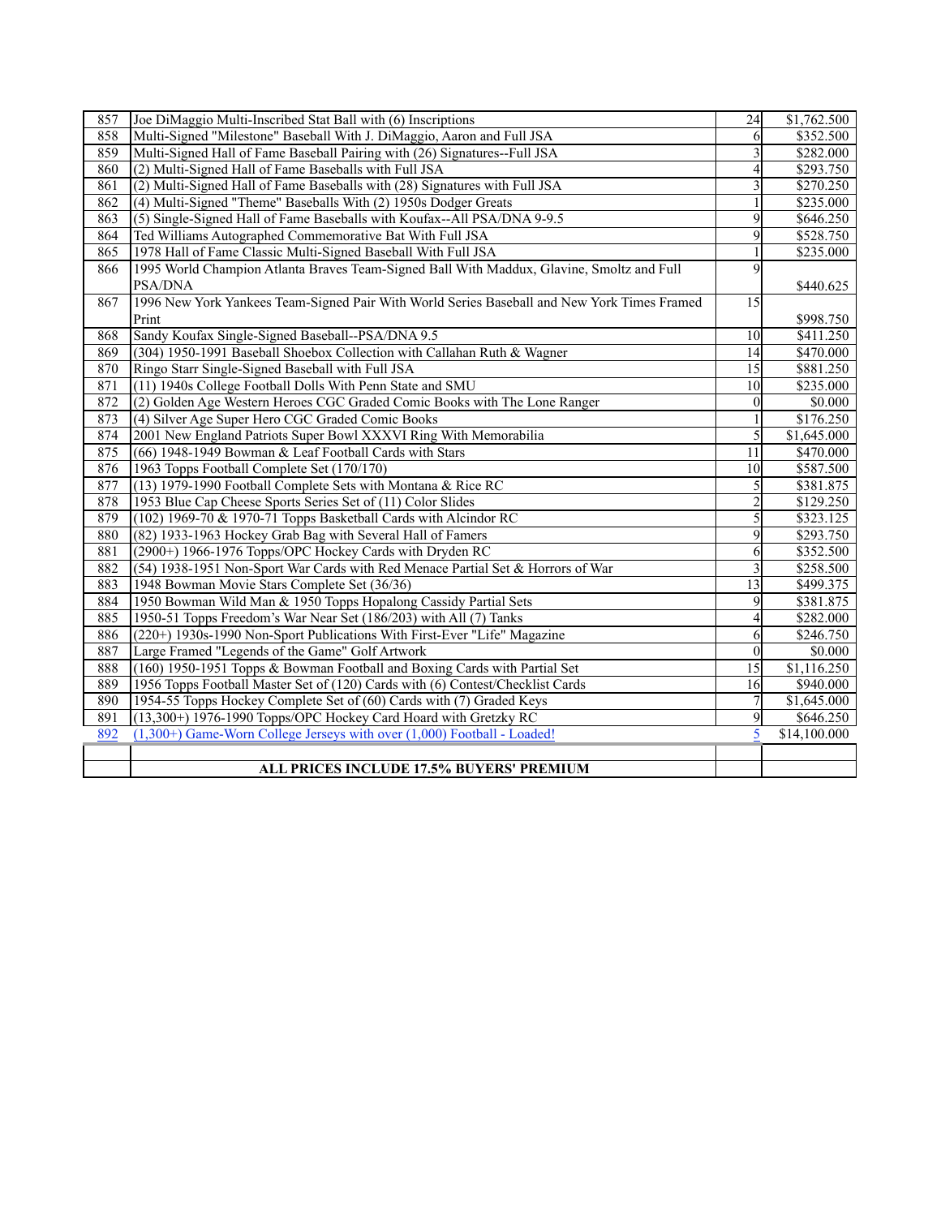| | | | |
|---|---|---|---|
| 857 | Joe DiMaggio Multi-Inscribed Stat Ball with (6) Inscriptions | 24 | $1,762.500 |
| 858 | Multi-Signed "Milestone" Baseball With J. DiMaggio, Aaron and Full JSA | 6 | $352.500 |
| 859 | Multi-Signed Hall of Fame Baseball Pairing with (26) Signatures--Full JSA | 3 | $282.000 |
| 860 | (2) Multi-Signed Hall of Fame Baseballs with Full JSA | 4 | $293.750 |
| 861 | (2) Multi-Signed Hall of Fame Baseballs with (28) Signatures with Full JSA | 3 | $270.250 |
| 862 | (4) Multi-Signed "Theme" Baseballs With (2) 1950s Dodger Greats | 1 | $235.000 |
| 863 | (5) Single-Signed Hall of Fame Baseballs with Koufax--All PSA/DNA 9-9.5 | 9 | $646.250 |
| 864 | Ted Williams Autographed Commemorative Bat With Full JSA | 9 | $528.750 |
| 865 | 1978 Hall of Fame Classic Multi-Signed Baseball With Full JSA | 1 | $235.000 |
| 866 | 1995 World Champion Atlanta Braves Team-Signed Ball With Maddux, Glavine, Smoltz and Full PSA/DNA | 9 | $440.625 |
| 867 | 1996 New York Yankees Team-Signed Pair With World Series Baseball and New York Times Framed Print | 15 | $998.750 |
| 868 | Sandy Koufax Single-Signed Baseball--PSA/DNA 9.5 | 10 | $411.250 |
| 869 | (304) 1950-1991 Baseball Shoebox Collection with Callahan Ruth & Wagner | 14 | $470.000 |
| 870 | Ringo Starr Single-Signed Baseball with Full JSA | 15 | $881.250 |
| 871 | (11) 1940s College Football Dolls With Penn State and SMU | 10 | $235.000 |
| 872 | (2) Golden Age Western Heroes CGC Graded Comic Books with The Lone Ranger | 0 | $0.000 |
| 873 | (4) Silver Age Super Hero CGC Graded Comic Books | 1 | $176.250 |
| 874 | 2001 New England Patriots Super Bowl XXXVI Ring With Memorabilia | 5 | $1,645.000 |
| 875 | (66) 1948-1949 Bowman & Leaf Football Cards with Stars | 11 | $470.000 |
| 876 | 1963 Topps Football Complete Set (170/170) | 10 | $587.500 |
| 877 | (13) 1979-1990 Football Complete Sets with Montana & Rice RC | 5 | $381.875 |
| 878 | 1953 Blue Cap Cheese Sports Series Set of (11) Color Slides | 2 | $129.250 |
| 879 | (102) 1969-70 & 1970-71 Topps Basketball Cards with Alcindor RC | 5 | $323.125 |
| 880 | (82) 1933-1963 Hockey Grab Bag with Several Hall of Famers | 9 | $293.750 |
| 881 | (2900+) 1966-1976 Topps/OPC Hockey Cards with Dryden RC | 6 | $352.500 |
| 882 | (54) 1938-1951 Non-Sport War Cards with Red Menace Partial Set & Horrors of War | 3 | $258.500 |
| 883 | 1948 Bowman Movie Stars Complete Set (36/36) | 13 | $499.375 |
| 884 | 1950 Bowman Wild Man & 1950 Topps Hopalong Cassidy Partial Sets | 9 | $381.875 |
| 885 | 1950-51 Topps Freedom's War Near Set (186/203) with All (7) Tanks | 4 | $282.000 |
| 886 | (220+) 1930s-1990 Non-Sport Publications With First-Ever "Life" Magazine | 6 | $246.750 |
| 887 | Large Framed "Legends of the Game" Golf Artwork | 0 | $0.000 |
| 888 | (160) 1950-1951 Topps & Bowman Football and Boxing Cards with Partial Set | 15 | $1,116.250 |
| 889 | 1956 Topps Football Master Set of (120) Cards with (6) Contest/Checklist Cards | 16 | $940.000 |
| 890 | 1954-55 Topps Hockey Complete Set of (60) Cards with (7) Graded Keys | 7 | $1,645.000 |
| 891 | (13,300+) 1976-1990 Topps/OPC Hockey Card Hoard with Gretzky RC | 9 | $646.250 |
| 892 | (1,300+) Game-Worn College Jerseys with over (1,000) Football - Loaded! | 5 | $14,100.000 |
| | | | |
| | **ALL PRICES INCLUDE 17.5% BUYERS' PREMIUM** | | |